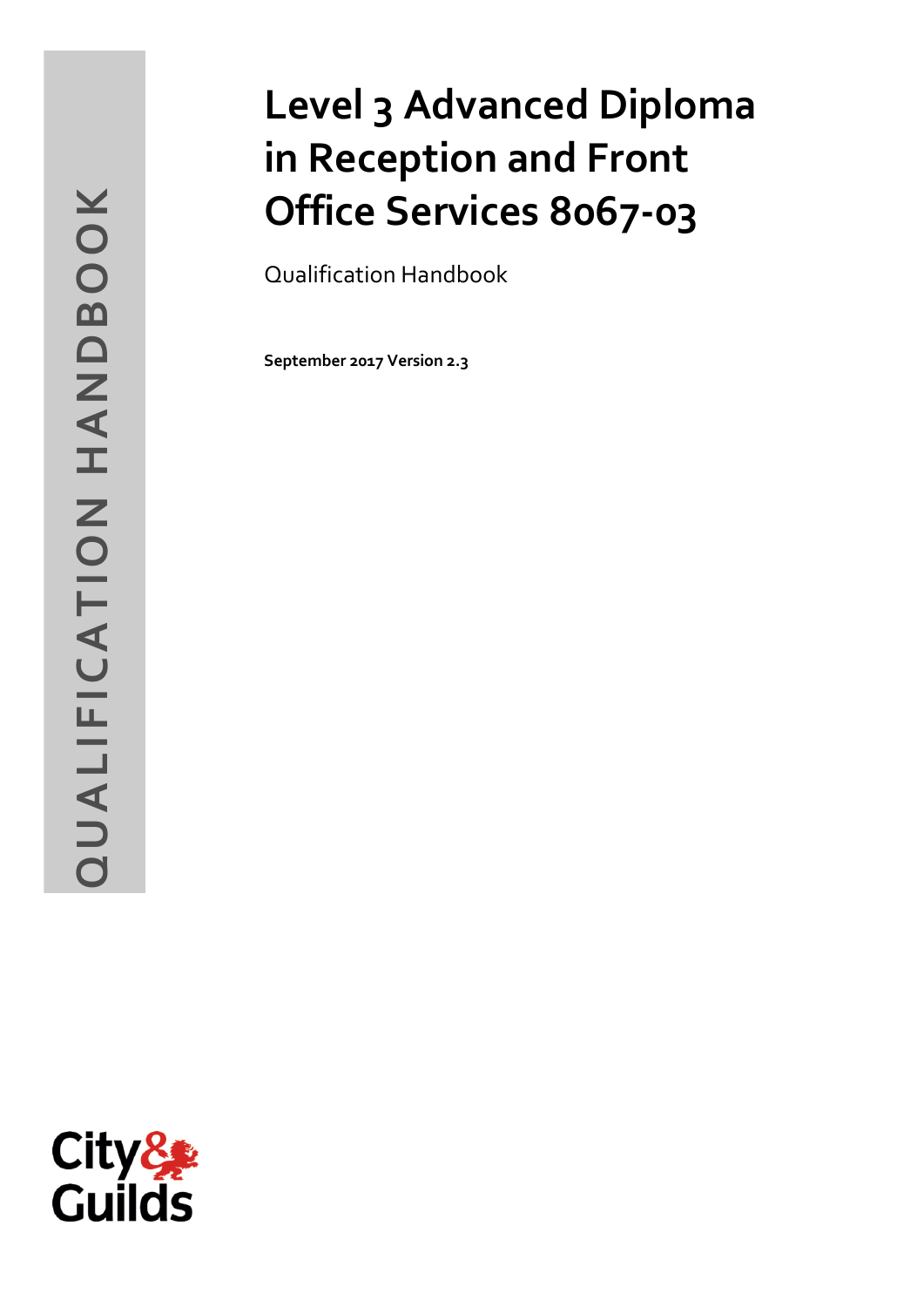QUALIFICATION HANDBOOK

# Level 3 Advanced Diploma in Reception and Front Office Services 8067-03

Qualification Handbook

**September 2017 Version 2.3**

City & Guilds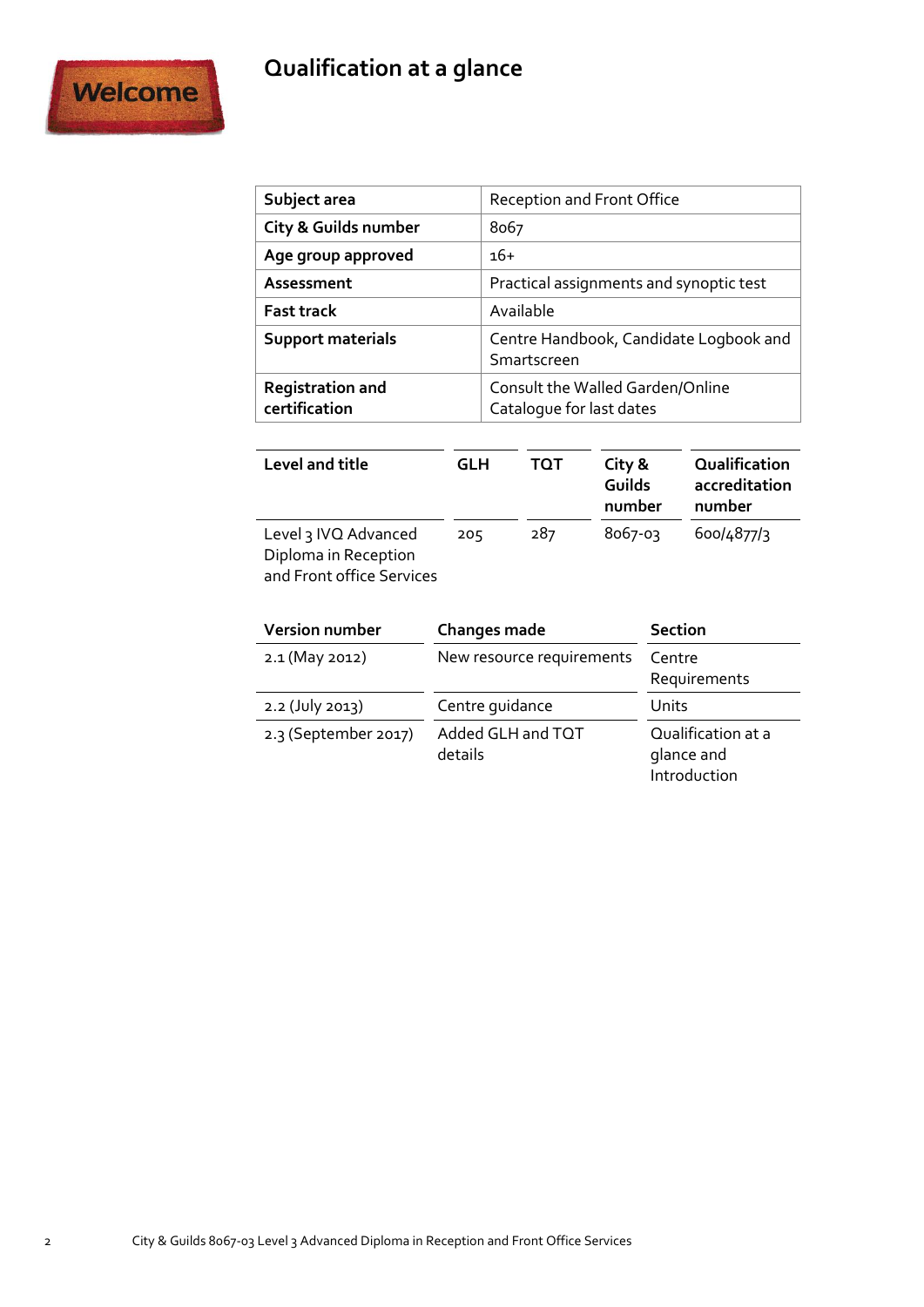# Qualification at a glance

| Subject area | Reception and Front Office |
|---|---|
| City & Guilds number | 8067 |
| Age group approved | 16+ |
| Assessment | Practical assignments and synoptic test |
| Fast track | Available |
| Support materials | Centre Handbook, Candidate Logbook and Smartscreen |
| Registration and certification | Consult the Walled Garden/Online Catalogue for last dates |

| Level and title | GLH | TQT | City & Guilds number | Qualification accreditation number |
|---|---|---|---|---|
| Level 3 IVQ Advanced Diploma in Reception and Front office Services | 205 | 287 | 8067-03 | 600/4877/3 |

| Version number | Changes made | Section |
|---|---|---|
| 2.1 (May 2012) | New resource requirements | Centre Requirements |
| 2.2 (July 2013) | Centre guidance | Units |
| 2.3 (September 2017) | Added GLH and TQT details | Qualification at a glance and Introduction |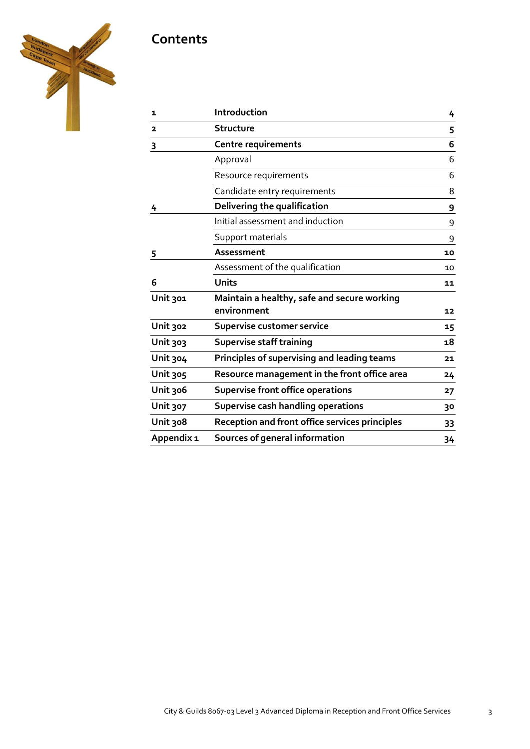# Contents

| | | |
|---|---|---|
| **1** | **Introduction** | **4** |
| **2** | **Structure** | **5** |
| **3** | **Centre requirements** | **6** |
| | Approval | 6 |
| | Resource requirements | 6 |
| | Candidate entry requirements | 8 |
| **4** | **Delivering the qualification** | **9** |
| | Initial assessment and induction | 9 |
| | Support materials | 9 |
| **5** | **Assessment** | **10** |
| | Assessment of the qualification | 10 |
| **6** | **Units** | **11** |
| **Unit 301** | **Maintain a healthy, safe and secure working environment** | **12** |
| **Unit 302** | **Supervise customer service** | **15** |
| **Unit 303** | **Supervise staff training** | **18** |
| **Unit 304** | **Principles of supervising and leading teams** | **21** |
| **Unit 305** | **Resource management in the front office area** | **24** |
| **Unit 306** | **Supervise front office operations** | **27** |
| **Unit 307** | **Supervise cash handling operations** | **30** |
| **Unit 308** | **Reception and front office services principles** | **33** |
| **Appendix 1** | **Sources of general information** | **34** |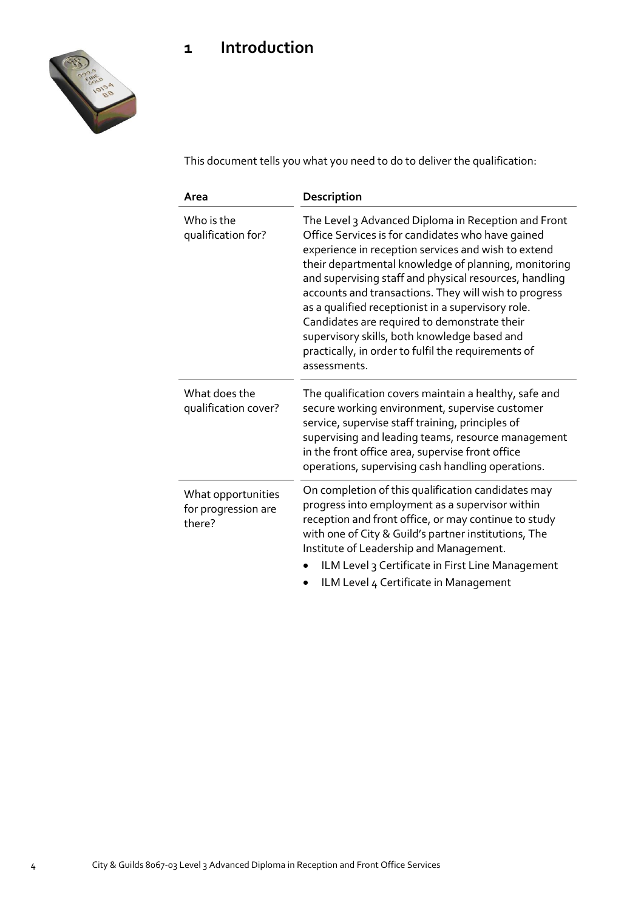# 1 Introduction

This document tells you what you need to do to deliver the qualification:

| Area | Description |
| --- | --- |
| Who is the qualification for? | The Level 3 Advanced Diploma in Reception and Front Office Services is for candidates who have gained experience in reception services and wish to extend their departmental knowledge of planning, monitoring and supervising staff and physical resources, handling accounts and transactions. They will wish to progress as a qualified receptionist in a supervisory role. Candidates are required to demonstrate their supervisory skills, both knowledge based and practically, in order to fulfil the requirements of assessments. |
| What does the qualification cover? | The qualification covers maintain a healthy, safe and secure working environment, supervise customer service, supervise staff training, principles of supervising and leading teams, resource management in the front office area, supervise front office operations, supervising cash handling operations. |
| What opportunities for progression are there? | On completion of this qualification candidates may progress into employment as a supervisor within reception and front office, or may continue to study with one of City & Guild's partner institutions, The Institute of Leadership and Management.<br>• ILM Level 3 Certificate in First Line Management<br>• ILM Level 4 Certificate in Management |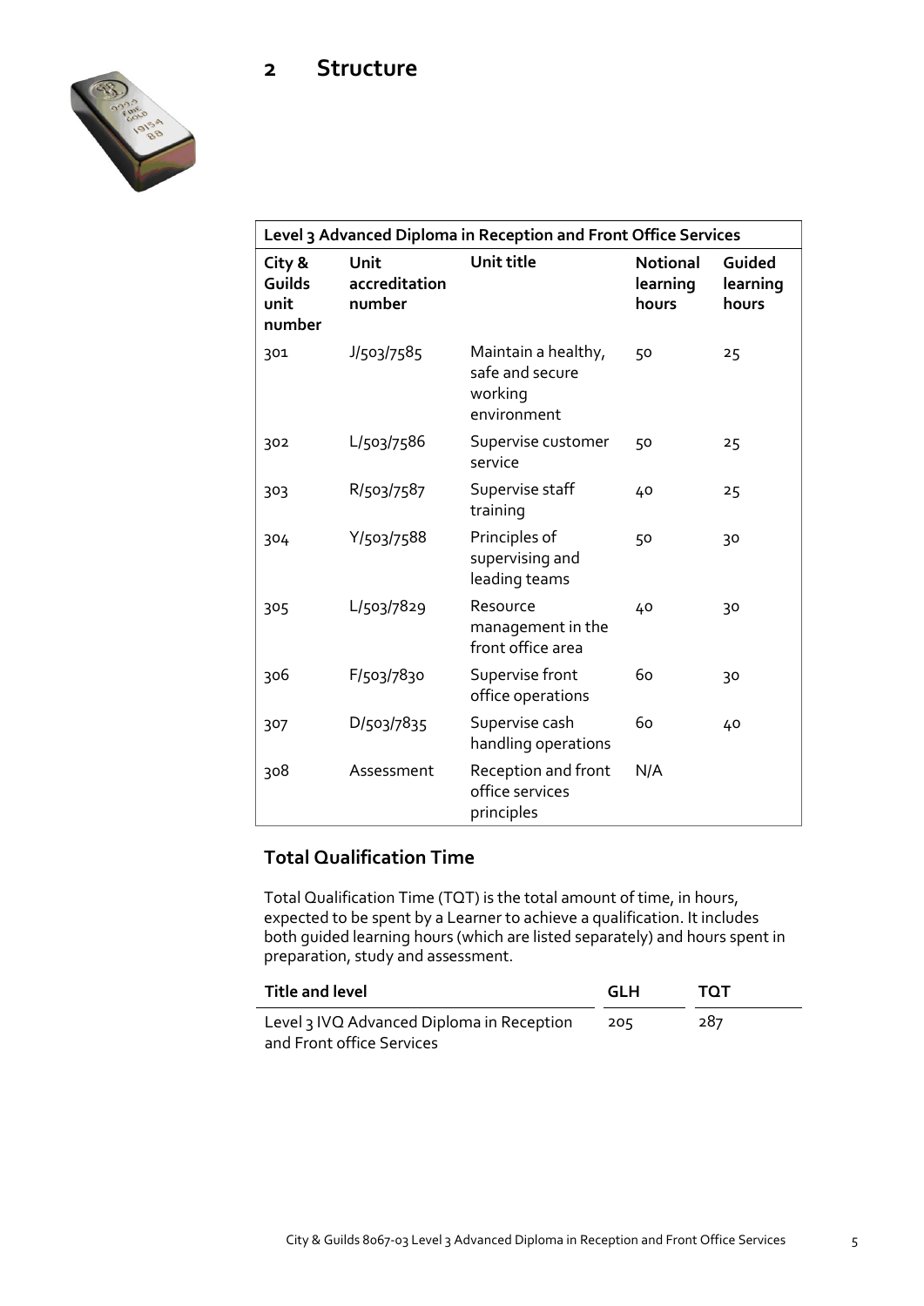## 2 Structure

| Level 3 Advanced Diploma in Reception and Front Office Services | | | | |
|---|---|---|---|---|
| **City & Guilds unit number** | **Unit accreditation number** | **Unit title** | **Notional learning hours** | **Guided learning hours** |
| 301 | J/503/7585 | Maintain a healthy, safe and secure working environment | 50 | 25 |
| 302 | L/503/7586 | Supervise customer service | 50 | 25 |
| 303 | R/503/7587 | Supervise staff training | 40 | 25 |
| 304 | Y/503/7588 | Principles of supervising and leading teams | 50 | 30 |
| 305 | L/503/7829 | Resource management in the front office area | 40 | 30 |
| 306 | F/503/7830 | Supervise front office operations | 60 | 30 |
| 307 | D/503/7835 | Supervise cash handling operations | 60 | 40 |
| 308 | Assessment | Reception and front office services principles | N/A | |

### Total Qualification Time

Total Qualification Time (TQT) is the total amount of time, in hours, expected to be spent by a Learner to achieve a qualification. It includes both guided learning hours (which are listed separately) and hours spent in preparation, study and assessment.

| Title and level | GLH | TQT |
|---|---|---|
| Level 3 IVQ Advanced Diploma in Reception and Front office Services | 205 | 287 |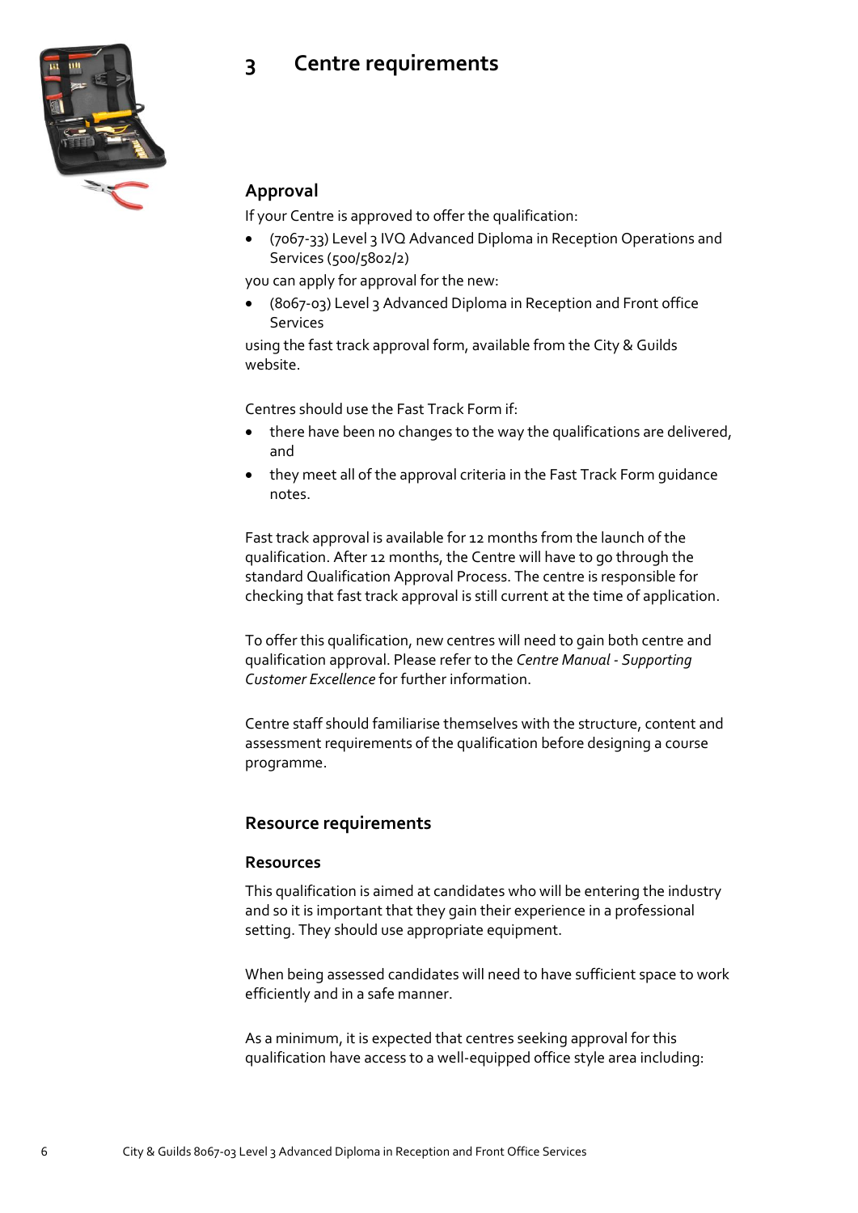# 3 Centre requirements

## Approval

If your Centre is approved to offer the qualification:

- (7067-33) Level 3 IVQ Advanced Diploma in Reception Operations and Services (500/5802/2)

you can apply for approval for the new:

- (8067-03) Level 3 Advanced Diploma in Reception and Front office Services

using the fast track approval form, available from the City & Guilds website.

Centres should use the Fast Track Form if:

- there have been no changes to the way the qualifications are delivered, and
- they meet all of the approval criteria in the Fast Track Form guidance notes.

Fast track approval is available for 12 months from the launch of the qualification. After 12 months, the Centre will have to go through the standard Qualification Approval Process. The centre is responsible for checking that fast track approval is still current at the time of application.

To offer this qualification, new centres will need to gain both centre and qualification approval. Please refer to the *Centre Manual - Supporting Customer Excellence* for further information.

Centre staff should familiarise themselves with the structure, content and assessment requirements of the qualification before designing a course programme.

## Resource requirements

### Resources

This qualification is aimed at candidates who will be entering the industry and so it is important that they gain their experience in a professional setting. They should use appropriate equipment.

When being assessed candidates will need to have sufficient space to work efficiently and in a safe manner.

As a minimum, it is expected that centres seeking approval for this qualification have access to a well-equipped office style area including: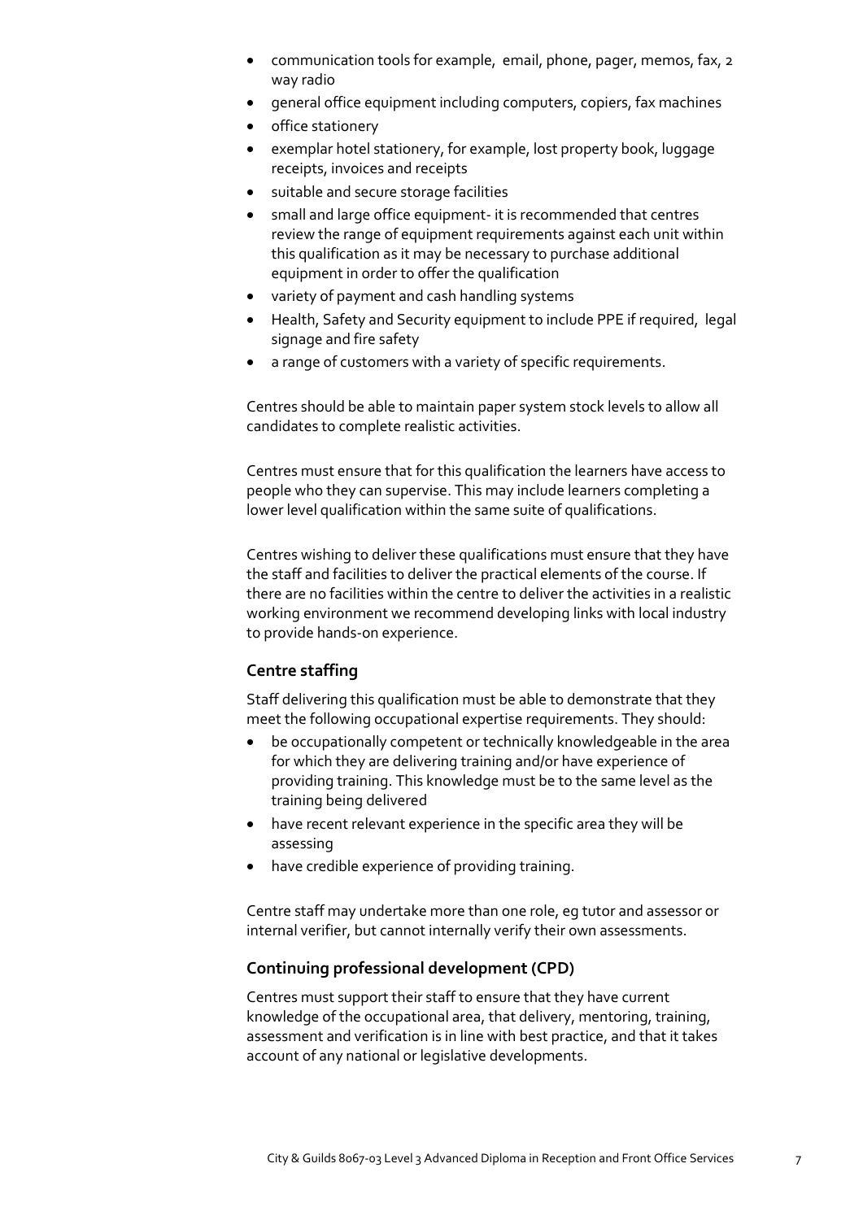- communication tools for example, email, phone, pager, memos, fax, 2 way radio
- general office equipment including computers, copiers, fax machines
- office stationery
- exemplar hotel stationery, for example, lost property book, luggage receipts, invoices and receipts
- suitable and secure storage facilities
- small and large office equipment- it is recommended that centres review the range of equipment requirements against each unit within this qualification as it may be necessary to purchase additional equipment in order to offer the qualification
- variety of payment and cash handling systems
- Health, Safety and Security equipment to include PPE if required, legal signage and fire safety
- a range of customers with a variety of specific requirements.

Centres should be able to maintain paper system stock levels to allow all candidates to complete realistic activities.

Centres must ensure that for this qualification the learners have access to people who they can supervise. This may include learners completing a lower level qualification within the same suite of qualifications.

Centres wishing to deliver these qualifications must ensure that they have the staff and facilities to deliver the practical elements of the course. If there are no facilities within the centre to deliver the activities in a realistic working environment we recommend developing links with local industry to provide hands-on experience.

### Centre staffing

Staff delivering this qualification must be able to demonstrate that they meet the following occupational expertise requirements. They should:

- be occupationally competent or technically knowledgeable in the area for which they are delivering training and/or have experience of providing training. This knowledge must be to the same level as the training being delivered
- have recent relevant experience in the specific area they will be assessing
- have credible experience of providing training.

Centre staff may undertake more than one role, eg tutor and assessor or internal verifier, but cannot internally verify their own assessments.

### Continuing professional development (CPD)

Centres must support their staff to ensure that they have current knowledge of the occupational area, that delivery, mentoring, training, assessment and verification is in line with best practice, and that it takes account of any national or legislative developments.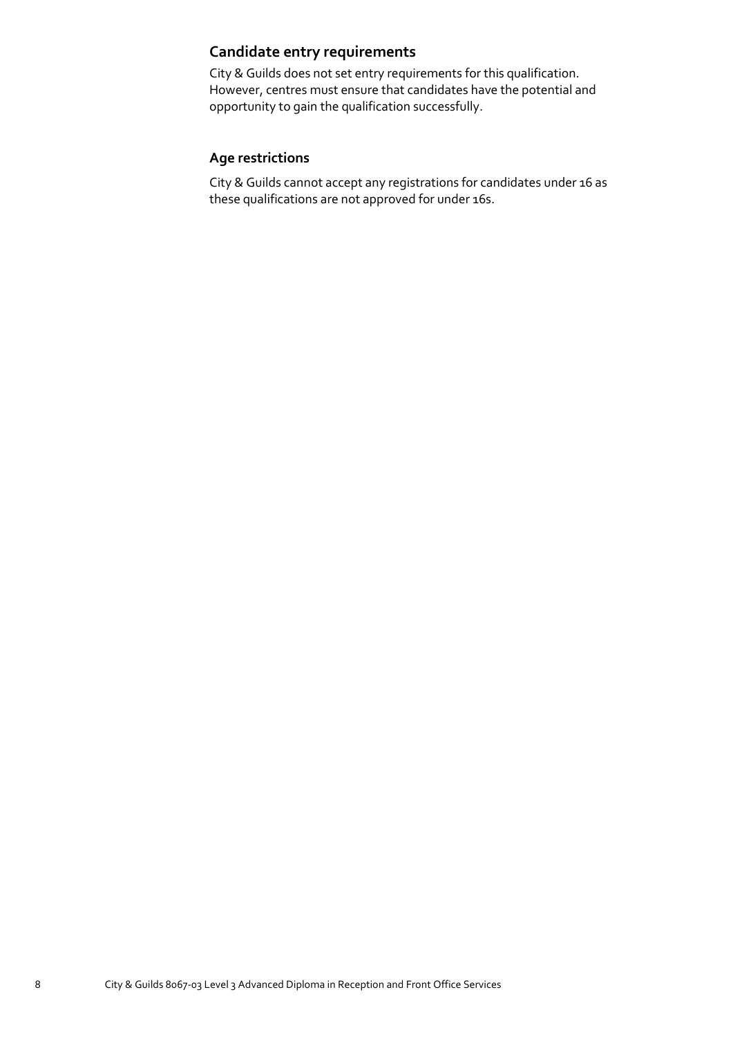## Candidate entry requirements

City & Guilds does not set entry requirements for this qualification. However, centres must ensure that candidates have the potential and opportunity to gain the qualification successfully.

## Age restrictions

City & Guilds cannot accept any registrations for candidates under 16 as these qualifications are not approved for under 16s.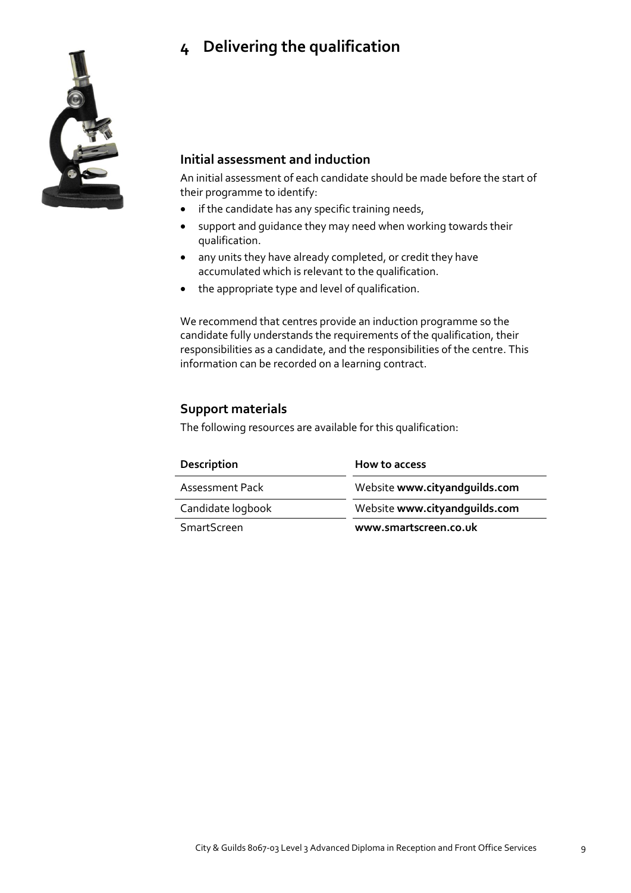# 4 Delivering the qualification

## Initial assessment and induction

An initial assessment of each candidate should be made before the start of their programme to identify:

- if the candidate has any specific training needs,
- support and guidance they may need when working towards their qualification.
- any units they have already completed, or credit they have accumulated which is relevant to the qualification.
- the appropriate type and level of qualification.

We recommend that centres provide an induction programme so the candidate fully understands the requirements of the qualification, their responsibilities as a candidate, and the responsibilities of the centre. This information can be recorded on a learning contract.

## Support materials

The following resources are available for this qualification:

| Description | How to access |
|---|---|
| Assessment Pack | Website **www.cityandguilds.com** |
| Candidate logbook | Website **www.cityandguilds.com** |
| SmartScreen | **www.smartscreen.co.uk** |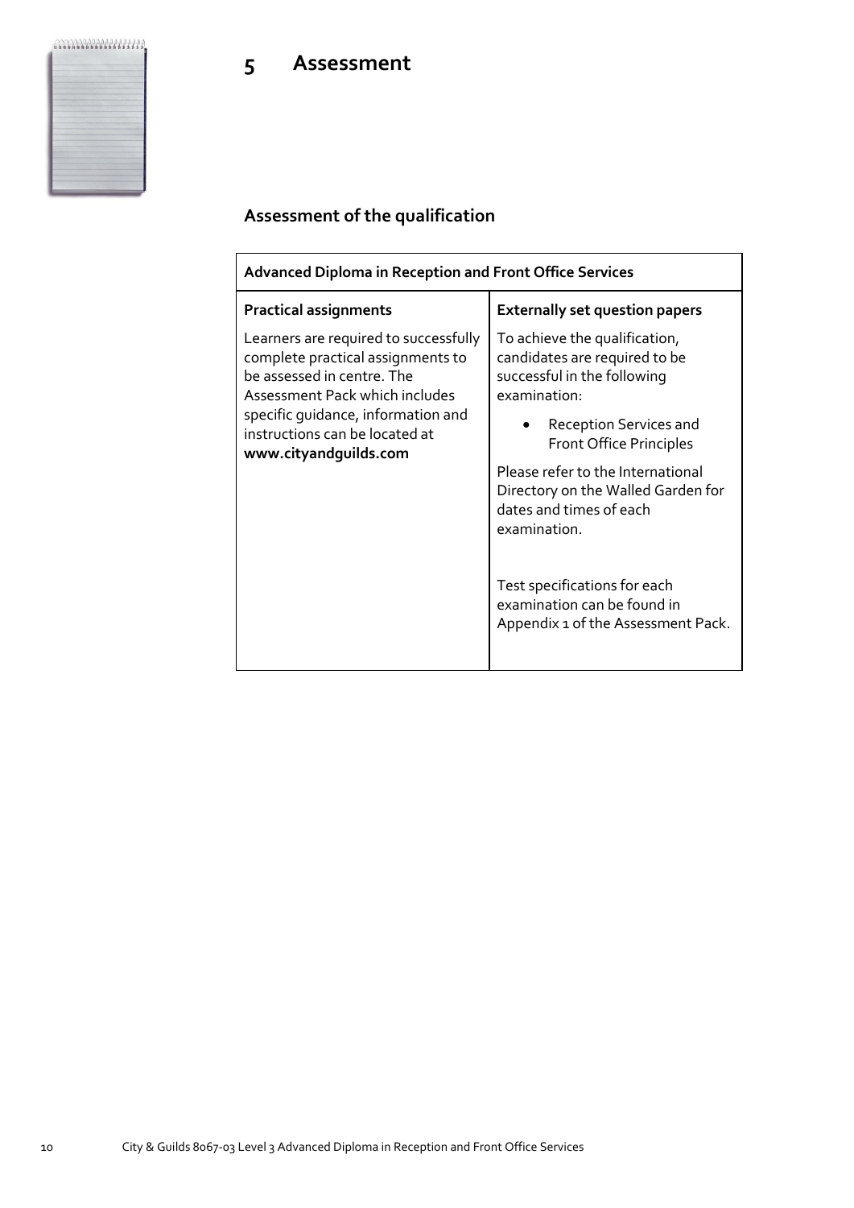# 5 Assessment

## Assessment of the qualification

| Advanced Diploma in Reception and Front Office Services | |
|---|---|
| **Practical assignments** | **Externally set question papers** |
| Learners are required to successfully complete practical assignments to be assessed in centre. The Assessment Pack which includes specific guidance, information and instructions can be located at **www.cityandguilds.com** | To achieve the qualification, candidates are required to be successful in the following examination:<br><br>• Reception Services and Front Office Principles<br><br>Please refer to the International Directory on the Walled Garden for dates and times of each examination.<br><br>Test specifications for each examination can be found in Appendix 1 of the Assessment Pack. |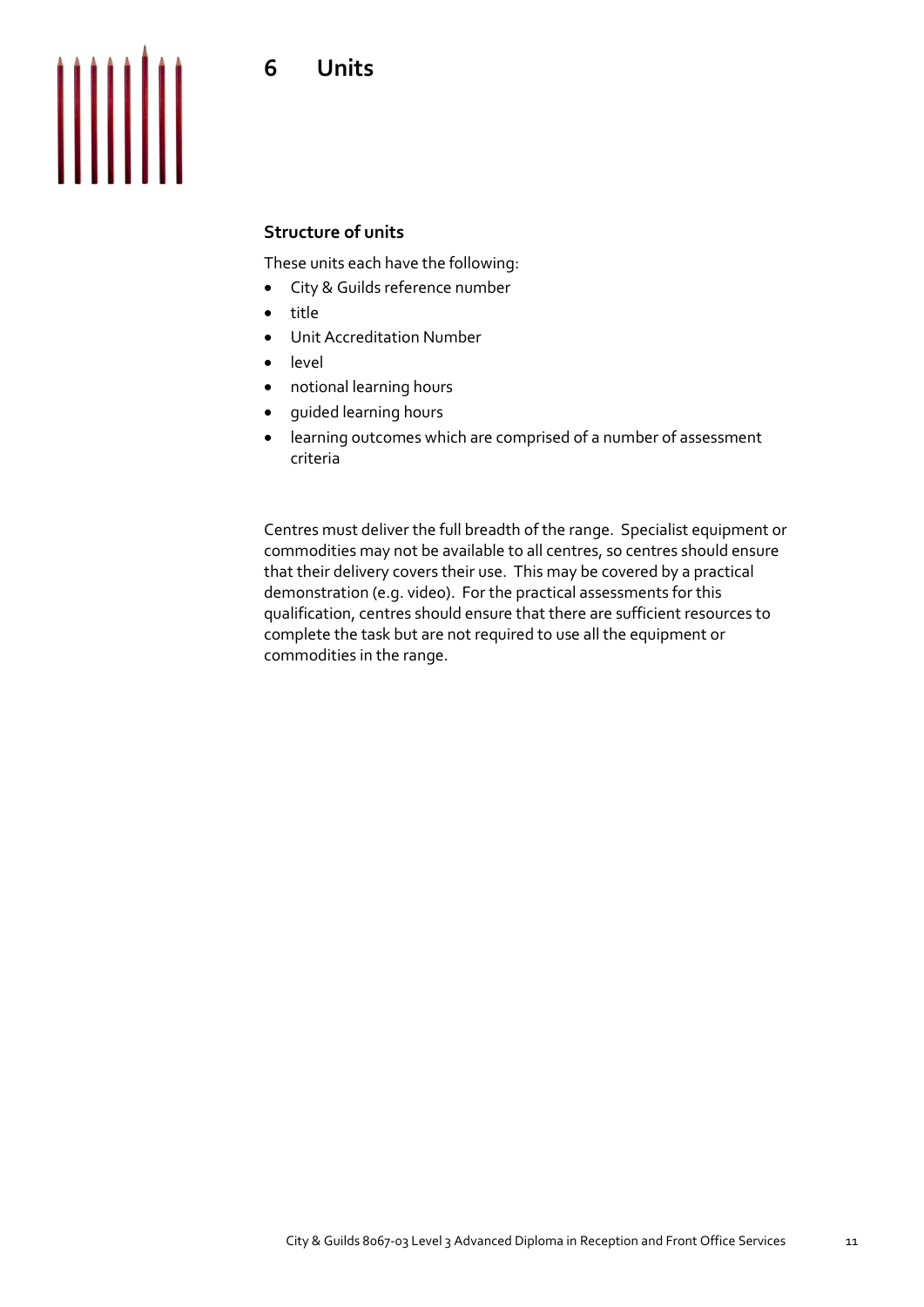# 6 Units

## Structure of units

These units each have the following:

- City & Guilds reference number
- title
- Unit Accreditation Number
- level
- notional learning hours
- guided learning hours
- learning outcomes which are comprised of a number of assessment criteria

Centres must deliver the full breadth of the range. Specialist equipment or commodities may not be available to all centres, so centres should ensure that their delivery covers their use. This may be covered by a practical demonstration (e.g. video). For the practical assessments for this qualification, centres should ensure that there are sufficient resources to complete the task but are not required to use all the equipment or commodities in the range.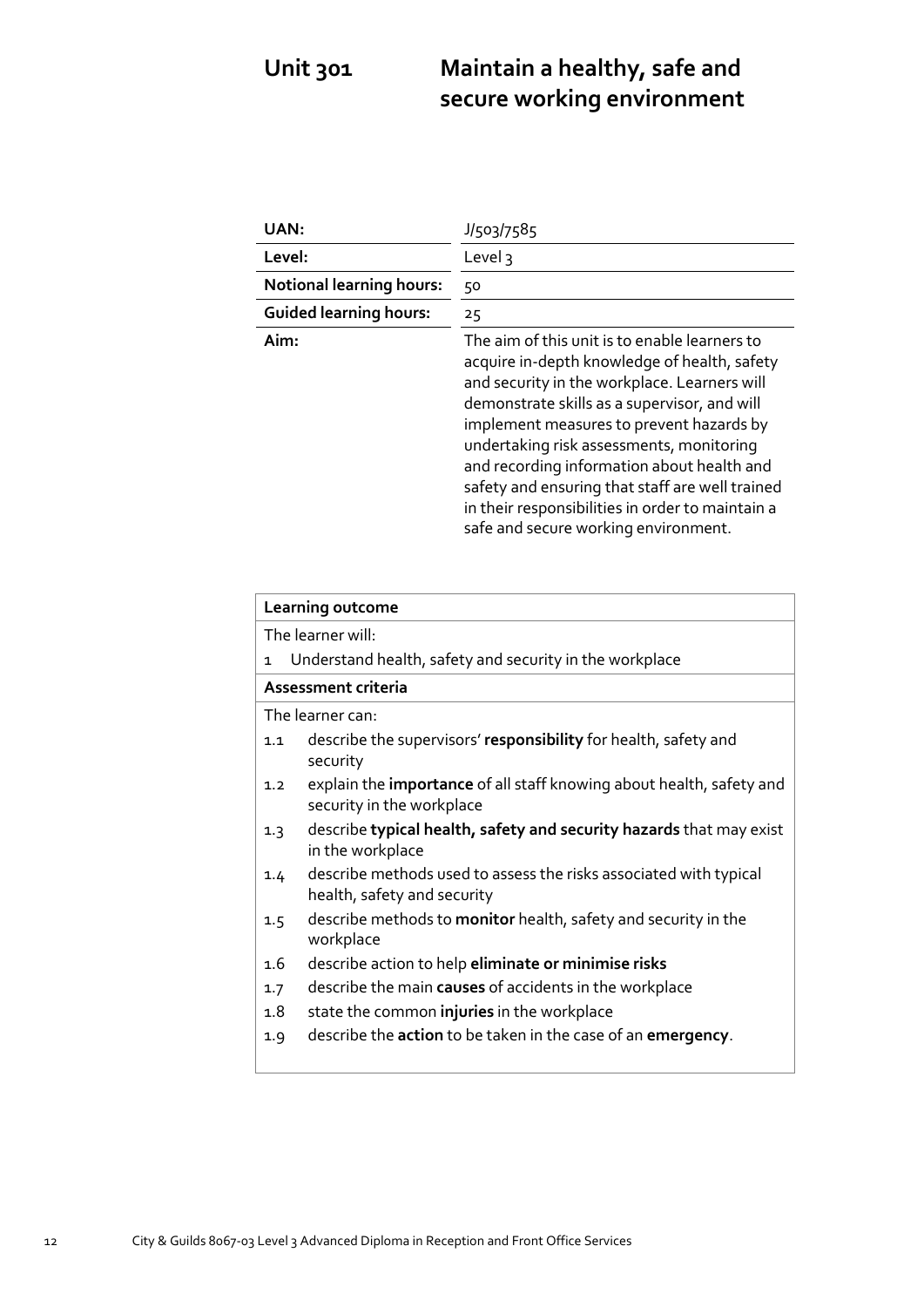# Unit 301 Maintain a healthy, safe and secure working environment

| | |
|---|---|
| **UAN:** | J/503/7585 |
| **Level:** | Level 3 |
| **Notional learning hours:** | 50 |
| **Guided learning hours:** | 25 |
| **Aim:** | The aim of this unit is to enable learners to acquire in-depth knowledge of health, safety and security in the workplace. Learners will demonstrate skills as a supervisor, and will implement measures to prevent hazards by undertaking risk assessments, monitoring and recording information about health and safety and ensuring that staff are well trained in their responsibilities in order to maintain a safe and secure working environment. |

**Learning outcome**

The learner will:

1 Understand health, safety and security in the workplace

**Assessment criteria**

The learner can:

1.1 describe the supervisors' **responsibility** for health, safety and security

1.2 explain the **importance** of all staff knowing about health, safety and security in the workplace

1.3 describe **typical health, safety and security hazards** that may exist in the workplace

1.4 describe methods used to assess the risks associated with typical health, safety and security

1.5 describe methods to **monitor** health, safety and security in the workplace

1.6 describe action to help **eliminate or minimise risks**

1.7 describe the main **causes** of accidents in the workplace

1.8 state the common **injuries** in the workplace

1.9 describe the **action** to be taken in the case of an **emergency**.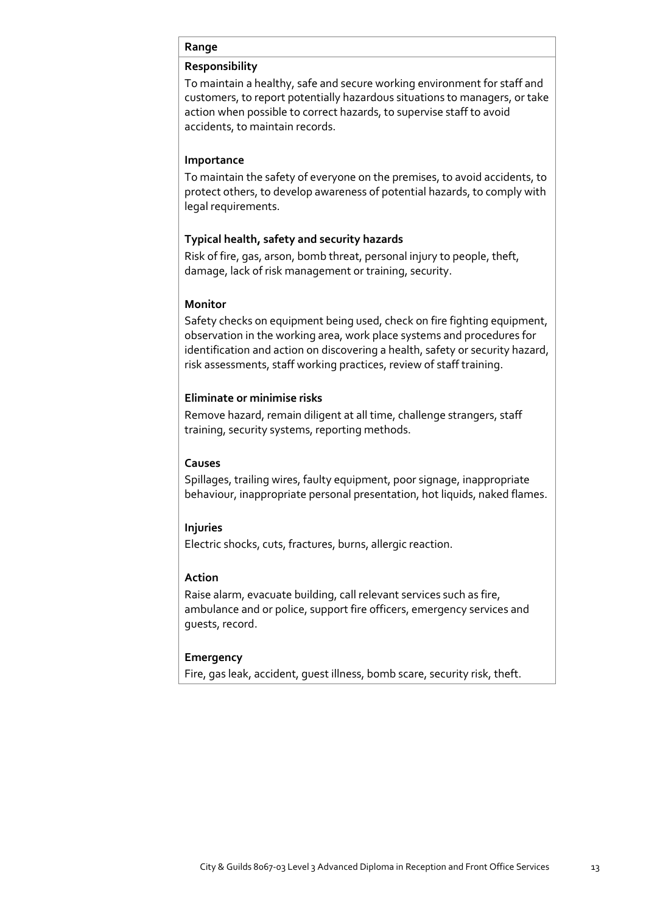**Range**

**Responsibility**

To maintain a healthy, safe and secure working environment for staff and customers, to report potentially hazardous situations to managers, or take action when possible to correct hazards, to supervise staff to avoid accidents, to maintain records.

**Importance**

To maintain the safety of everyone on the premises, to avoid accidents, to protect others, to develop awareness of potential hazards, to comply with legal requirements.

**Typical health, safety and security hazards**

Risk of fire, gas, arson, bomb threat, personal injury to people, theft, damage, lack of risk management or training, security.

**Monitor**

Safety checks on equipment being used, check on fire fighting equipment, observation in the working area, work place systems and procedures for identification and action on discovering a health, safety or security hazard, risk assessments, staff working practices, review of staff training.

**Eliminate or minimise risks**

Remove hazard, remain diligent at all time, challenge strangers, staff training, security systems, reporting methods.

**Causes**

Spillages, trailing wires, faulty equipment, poor signage, inappropriate behaviour, inappropriate personal presentation, hot liquids, naked flames.

**Injuries**

Electric shocks, cuts, fractures, burns, allergic reaction.

**Action**

Raise alarm, evacuate building, call relevant services such as fire, ambulance and or police, support fire officers, emergency services and guests, record.

**Emergency**

Fire, gas leak, accident, guest illness, bomb scare, security risk, theft.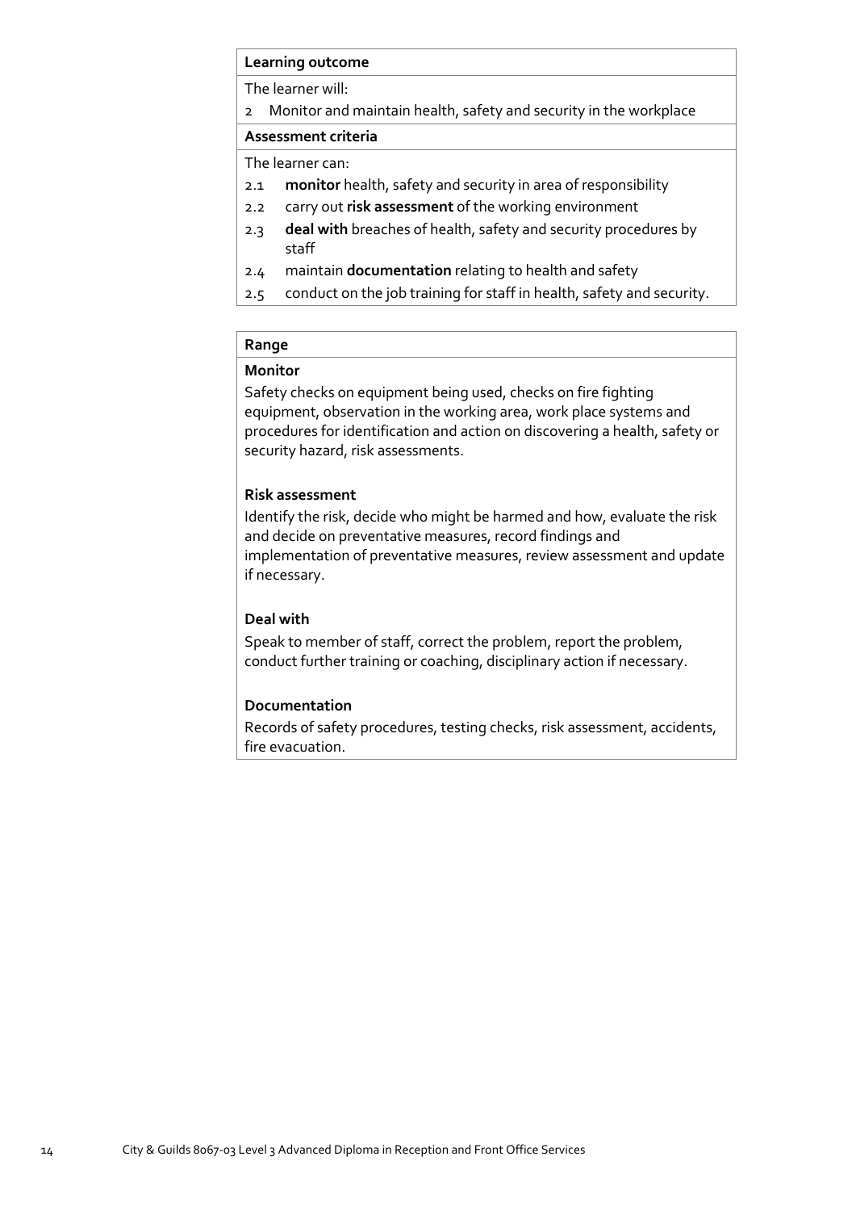**Learning outcome**

The learner will:

2 Monitor and maintain health, safety and security in the workplace

**Assessment criteria**

The learner can:

2.1 **monitor** health, safety and security in area of responsibility

2.2 carry out **risk assessment** of the working environment

2.3 **deal with** breaches of health, safety and security procedures by staff

2.4 maintain **documentation** relating to health and safety

2.5 conduct on the job training for staff in health, safety and security.

**Range**

**Monitor**

Safety checks on equipment being used, checks on fire fighting equipment, observation in the working area, work place systems and procedures for identification and action on discovering a health, safety or security hazard, risk assessments.

**Risk assessment**

Identify the risk, decide who might be harmed and how, evaluate the risk and decide on preventative measures, record findings and implementation of preventative measures, review assessment and update if necessary.

**Deal with**

Speak to member of staff, correct the problem, report the problem, conduct further training or coaching, disciplinary action if necessary.

**Documentation**

Records of safety procedures, testing checks, risk assessment, accidents, fire evacuation.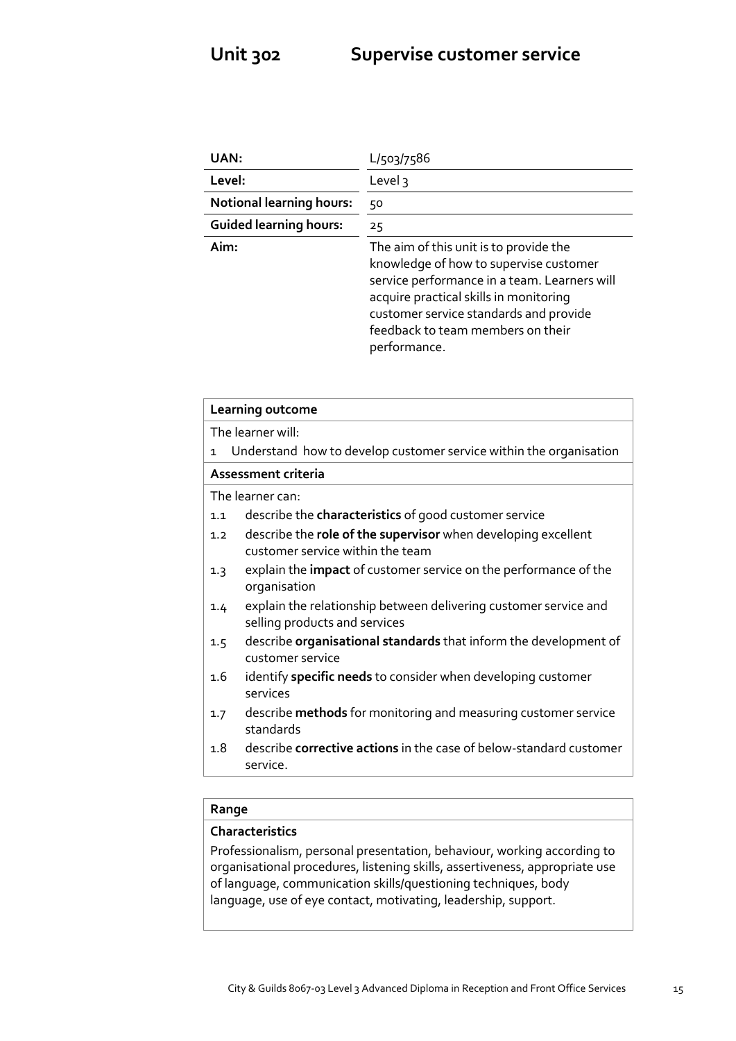# Unit 302 Supervise customer service

| UAN: | L/503/7586 |
|---|---|
| Level: | Level 3 |
| Notional learning hours: | 50 |
| Guided learning hours: | 25 |
| Aim: | The aim of this unit is to provide the knowledge of how to supervise customer service performance in a team. Learners will acquire practical skills in monitoring customer service standards and provide feedback to team members on their performance. |

**Learning outcome**

The learner will:

1 Understand how to develop customer service within the organisation

**Assessment criteria**

The learner can:

1.1 describe the **characteristics** of good customer service
1.2 describe the **role of the supervisor** when developing excellent customer service within the team
1.3 explain the **impact** of customer service on the performance of the organisation
1.4 explain the relationship between delivering customer service and selling products and services
1.5 describe **organisational standards** that inform the development of customer service
1.6 identify **specific needs** to consider when developing customer services
1.7 describe **methods** for monitoring and measuring customer service standards
1.8 describe **corrective actions** in the case of below-standard customer service.

**Range**

**Characteristics**

Professionalism, personal presentation, behaviour, working according to organisational procedures, listening skills, assertiveness, appropriate use of language, communication skills/questioning techniques, body language, use of eye contact, motivating, leadership, support.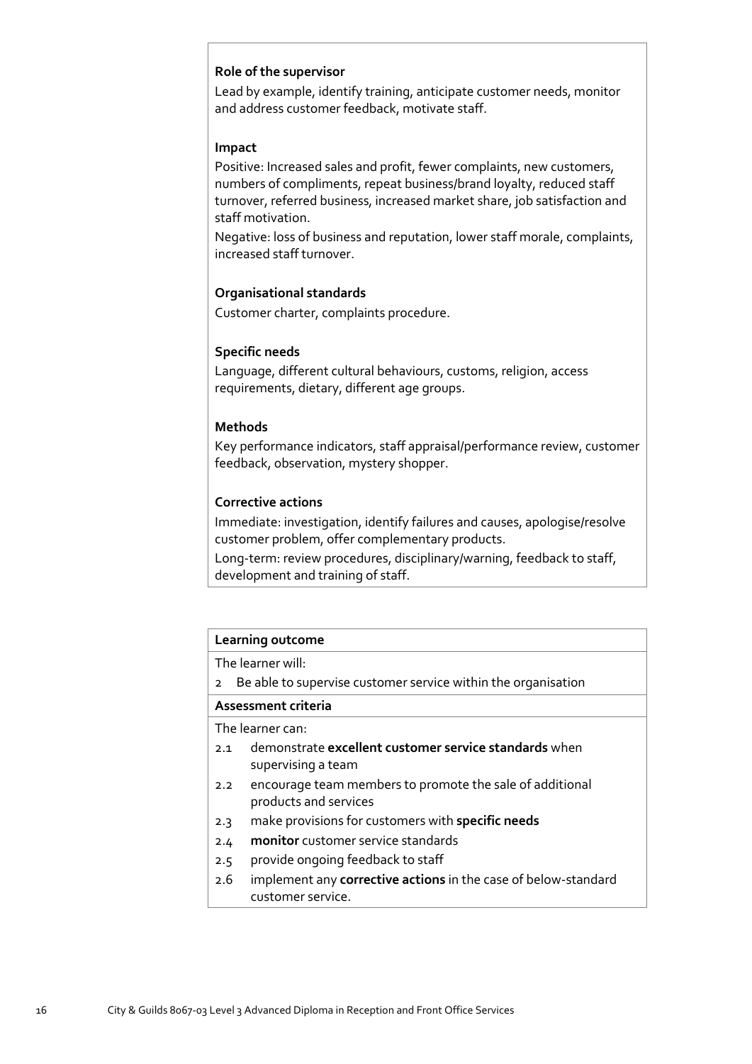**Role of the supervisor**

Lead by example, identify training, anticipate customer needs, monitor and address customer feedback, motivate staff.

**Impact**

Positive: Increased sales and profit, fewer complaints, new customers, numbers of compliments, repeat business/brand loyalty, reduced staff turnover, referred business, increased market share, job satisfaction and staff motivation.

Negative: loss of business and reputation, lower staff morale, complaints, increased staff turnover.

**Organisational standards**

Customer charter, complaints procedure.

**Specific needs**

Language, different cultural behaviours, customs, religion, access requirements, dietary, different age groups.

**Methods**

Key performance indicators, staff appraisal/performance review, customer feedback, observation, mystery shopper.

**Corrective actions**

Immediate: investigation, identify failures and causes, apologise/resolve customer problem, offer complementary products.

Long-term: review procedures, disciplinary/warning, feedback to staff, development and training of staff.

| **Learning outcome** |
|---|
| The learner will: |
| 2 Be able to supervise customer service within the organisation |
| **Assessment criteria** |
| The learner can: |
| 2.1 demonstrate **excellent customer service standards** when supervising a team |
| 2.2 encourage team members to promote the sale of additional products and services |
| 2.3 make provisions for customers with **specific needs** |
| 2.4 **monitor** customer service standards |
| 2.5 provide ongoing feedback to staff |
| 2.6 implement any **corrective actions** in the case of below-standard customer service. |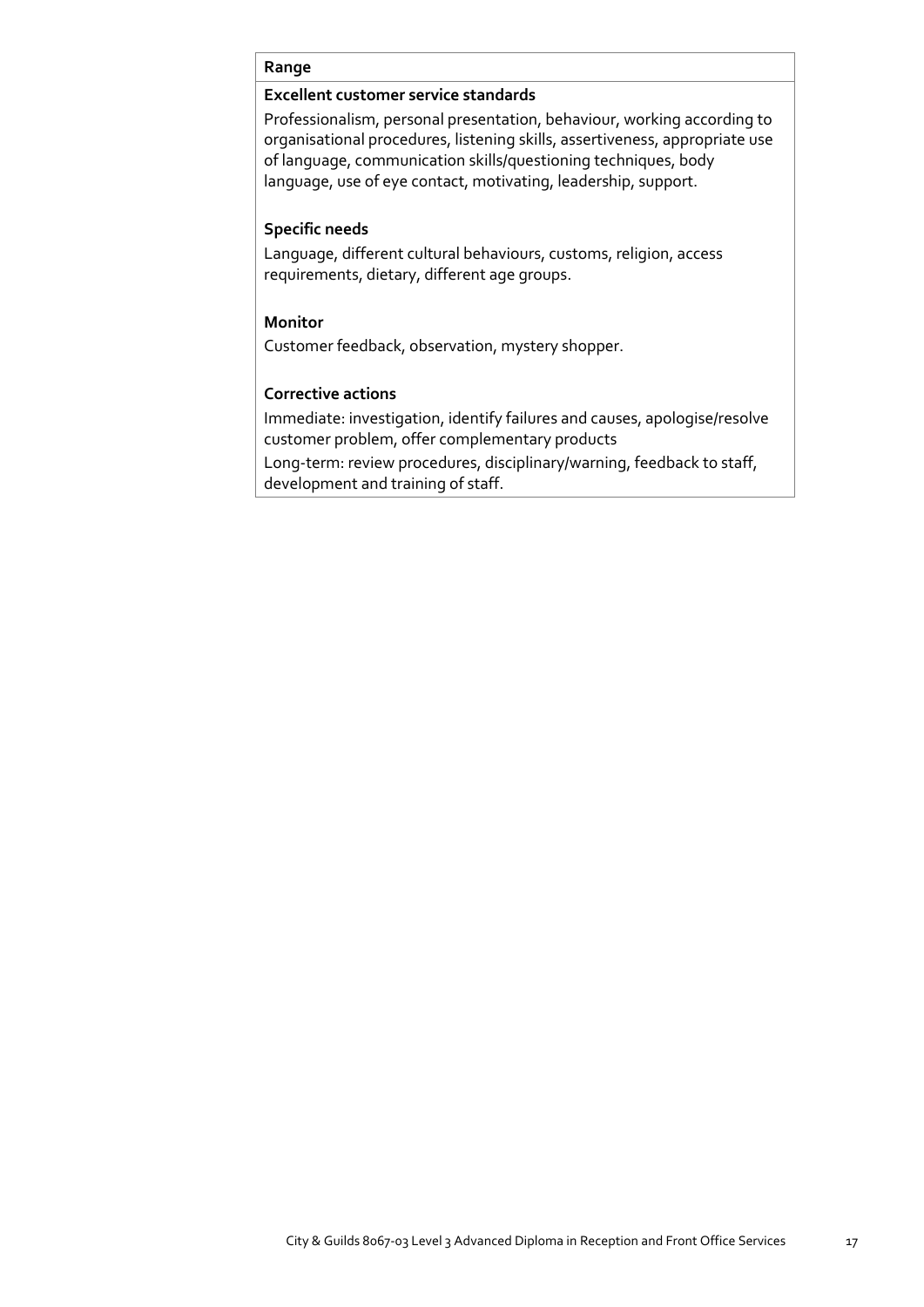**Range**

**Excellent customer service standards**

Professionalism, personal presentation, behaviour, working according to organisational procedures, listening skills, assertiveness, appropriate use of language, communication skills/questioning techniques, body language, use of eye contact, motivating, leadership, support.

**Specific needs**

Language, different cultural behaviours, customs, religion, access requirements, dietary, different age groups.

**Monitor**

Customer feedback, observation, mystery shopper.

**Corrective actions**

Immediate: investigation, identify failures and causes, apologise/resolve customer problem, offer complementary products

Long-term: review procedures, disciplinary/warning, feedback to staff, development and training of staff.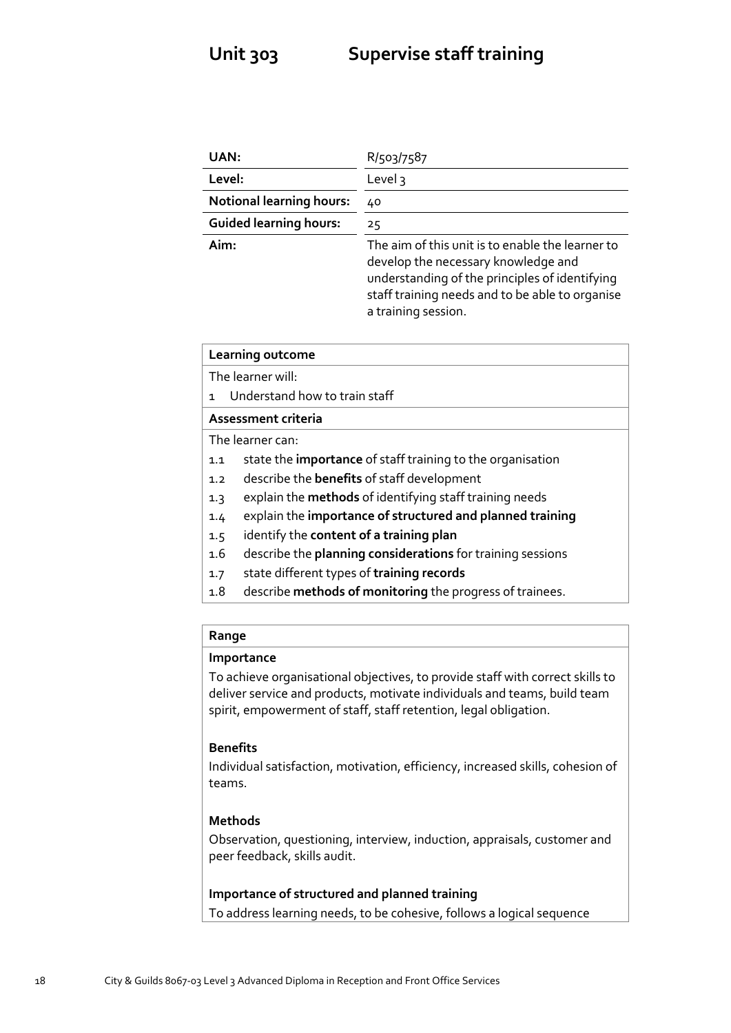# Unit 303 Supervise staff training

| UAN: | R/503/7587 |
|---|---|
| Level: | Level 3 |
| Notional learning hours: | 40 |
| Guided learning hours: | 25 |
| Aim: | The aim of this unit is to enable the learner to develop the necessary knowledge and understanding of the principles of identifying staff training needs and to be able to organise a training session. |

**Learning outcome**

The learner will:

1 Understand how to train staff

**Assessment criteria**

The learner can:

1.1 state the **importance** of staff training to the organisation
1.2 describe the **benefits** of staff development
1.3 explain the **methods** of identifying staff training needs
1.4 explain the **importance of structured and planned training**
1.5 identify the **content of a training plan**
1.6 describe the **planning considerations** for training sessions
1.7 state different types of **training records**
1.8 describe **methods of monitoring** the progress of trainees.

**Range**

**Importance**

To achieve organisational objectives, to provide staff with correct skills to deliver service and products, motivate individuals and teams, build team spirit, empowerment of staff, staff retention, legal obligation.

**Benefits**

Individual satisfaction, motivation, efficiency, increased skills, cohesion of teams.

**Methods**

Observation, questioning, interview, induction, appraisals, customer and peer feedback, skills audit.

**Importance of structured and planned training**

To address learning needs, to be cohesive, follows a logical sequence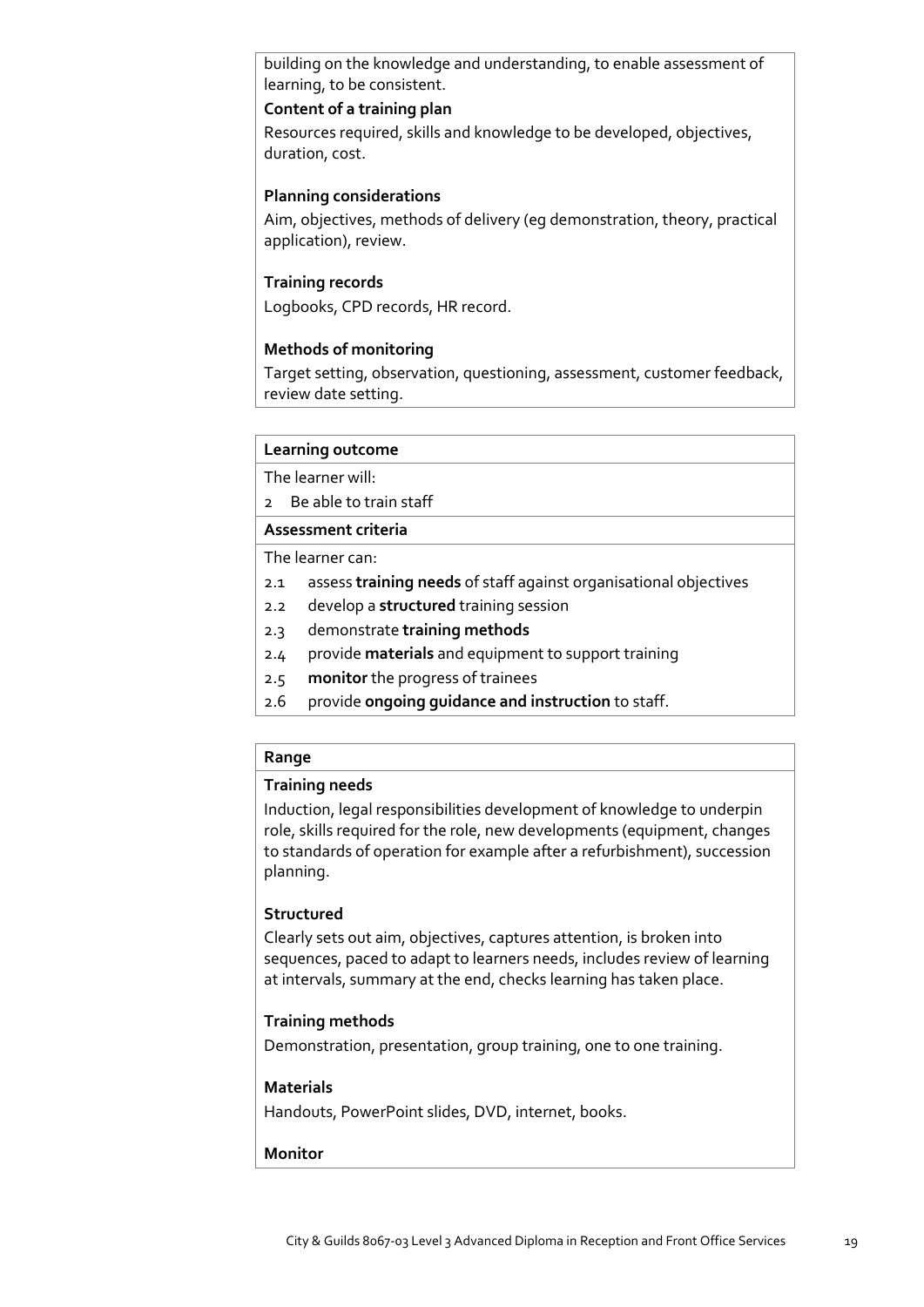building on the knowledge and understanding, to enable assessment of learning, to be consistent.

**Content of a training plan**

Resources required, skills and knowledge to be developed, objectives, duration, cost.

**Planning considerations**

Aim, objectives, methods of delivery (eg demonstration, theory, practical application), review.

**Training records**

Logbooks, CPD records, HR record.

**Methods of monitoring**

Target setting, observation, questioning, assessment, customer feedback, review date setting.

**Learning outcome**

The learner will:

2 Be able to train staff

**Assessment criteria**

The learner can:

2.1 assess **training needs** of staff against organisational objectives

2.2 develop a **structured** training session

2.3 demonstrate **training methods**

2.4 provide **materials** and equipment to support training

2.5 **monitor** the progress of trainees

2.6 provide **ongoing guidance and instruction** to staff.

**Range**

**Training needs**

Induction, legal responsibilities development of knowledge to underpin role, skills required for the role, new developments (equipment, changes to standards of operation for example after a refurbishment), succession planning.

**Structured**

Clearly sets out aim, objectives, captures attention, is broken into sequences, paced to adapt to learners needs, includes review of learning at intervals, summary at the end, checks learning has taken place.

**Training methods**

Demonstration, presentation, group training, one to one training.

**Materials**

Handouts, PowerPoint slides, DVD, internet, books.

**Monitor**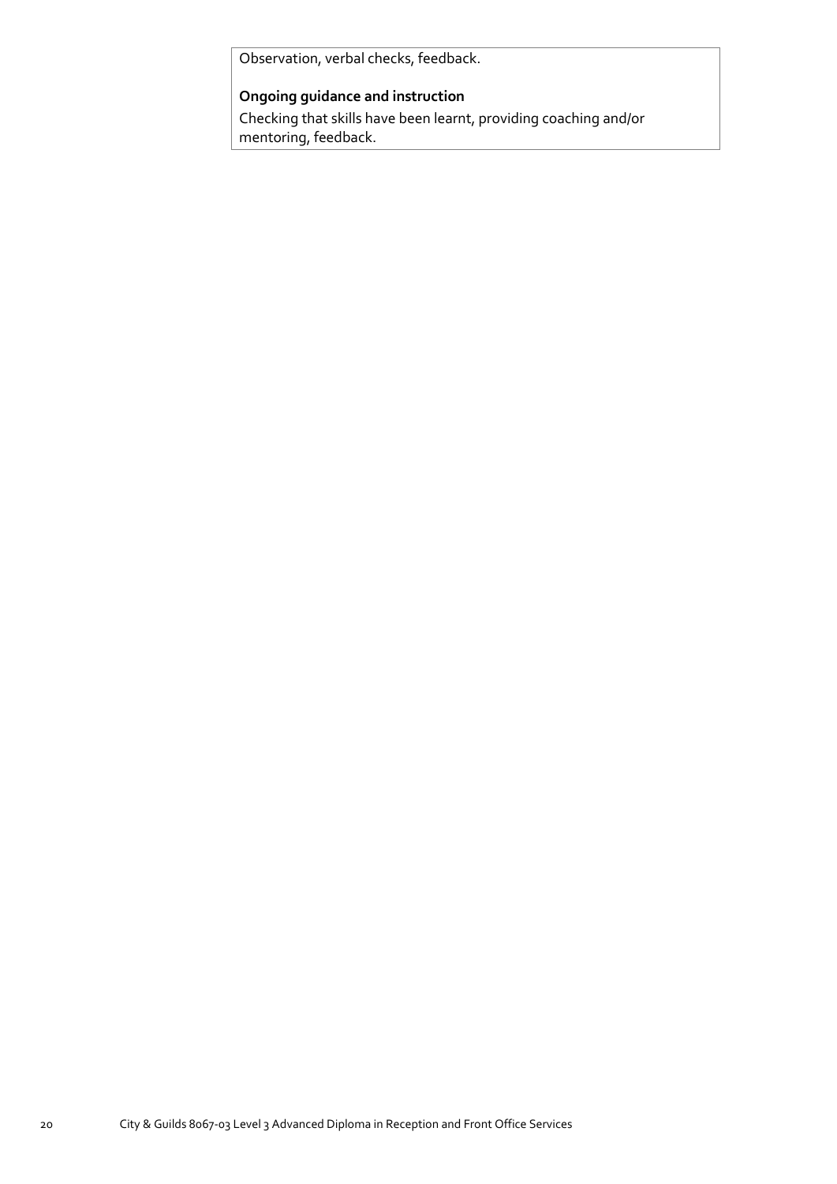Observation, verbal checks, feedback.

**Ongoing guidance and instruction**

Checking that skills have been learnt, providing coaching and/or mentoring, feedback.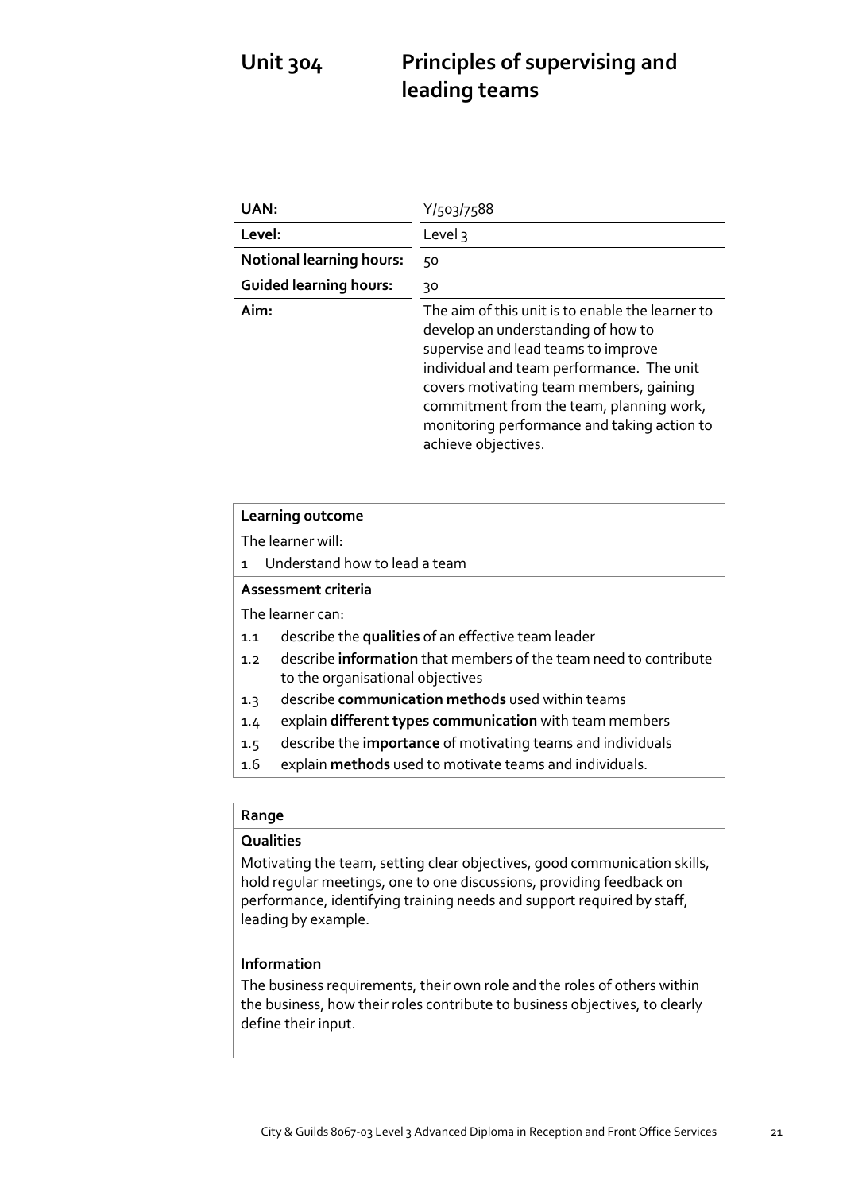# Unit 304 Principles of supervising and leading teams

| | |
|---|---|
| **UAN:** | Y/503/7588 |
| **Level:** | Level 3 |
| **Notional learning hours:** | 50 |
| **Guided learning hours:** | 30 |
| **Aim:** | The aim of this unit is to enable the learner to develop an understanding of how to supervise and lead teams to improve individual and team performance. The unit covers motivating team members, gaining commitment from the team, planning work, monitoring performance and taking action to achieve objectives. |

**Learning outcome**

The learner will:

1 Understand how to lead a team

**Assessment criteria**

The learner can:

1.1 describe the **qualities** of an effective team leader
1.2 describe **information** that members of the team need to contribute to the organisational objectives
1.3 describe **communication methods** used within teams
1.4 explain **different types communication** with team members
1.5 describe the **importance** of motivating teams and individuals
1.6 explain **methods** used to motivate teams and individuals.

**Range**

**Qualities**

Motivating the team, setting clear objectives, good communication skills, hold regular meetings, one to one discussions, providing feedback on performance, identifying training needs and support required by staff, leading by example.

**Information**

The business requirements, their own role and the roles of others within the business, how their roles contribute to business objectives, to clearly define their input.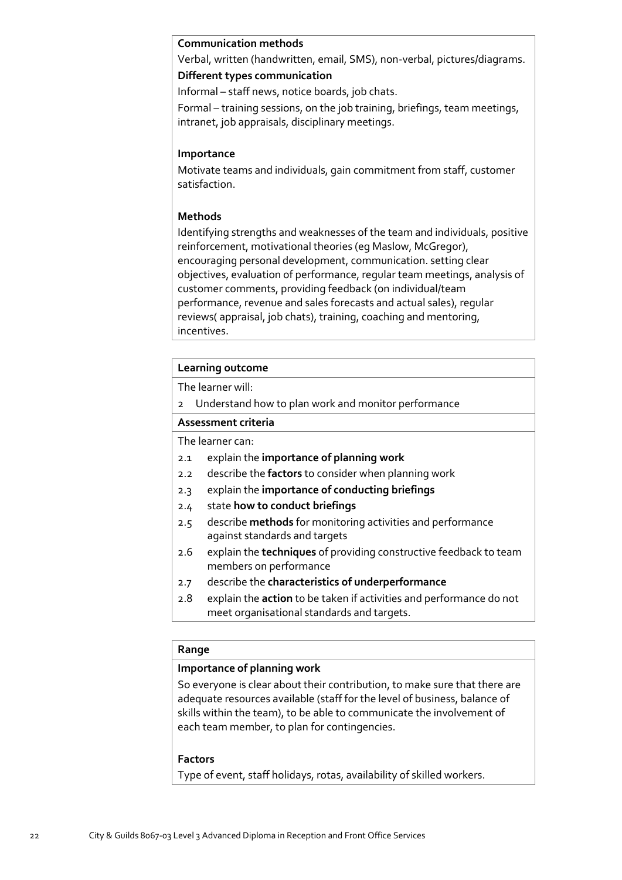**Communication methods**

Verbal, written (handwritten, email, SMS), non-verbal, pictures/diagrams.

**Different types communication**

Informal – staff news, notice boards, job chats.

Formal – training sessions, on the job training, briefings, team meetings, intranet, job appraisals, disciplinary meetings.

**Importance**

Motivate teams and individuals, gain commitment from staff, customer satisfaction.

**Methods**

Identifying strengths and weaknesses of the team and individuals, positive reinforcement, motivational theories (eg Maslow, McGregor), encouraging personal development, communication. setting clear objectives, evaluation of performance, regular team meetings, analysis of customer comments, providing feedback (on individual/team performance, revenue and sales forecasts and actual sales), regular reviews( appraisal, job chats), training, coaching and mentoring, incentives.

**Learning outcome**

The learner will:

2 Understand how to plan work and monitor performance

**Assessment criteria**

The learner can:

2.1 explain the **importance of planning work**

2.2 describe the **factors** to consider when planning work

2.3 explain the **importance of conducting briefings**

2.4 state **how to conduct briefings**

2.5 describe **methods** for monitoring activities and performance against standards and targets

2.6 explain the **techniques** of providing constructive feedback to team members on performance

2.7 describe the **characteristics of underperformance**

2.8 explain the **action** to be taken if activities and performance do not meet organisational standards and targets.

**Range**

**Importance of planning work**

So everyone is clear about their contribution, to make sure that there are adequate resources available (staff for the level of business, balance of skills within the team), to be able to communicate the involvement of each team member, to plan for contingencies.

**Factors**

Type of event, staff holidays, rotas, availability of skilled workers.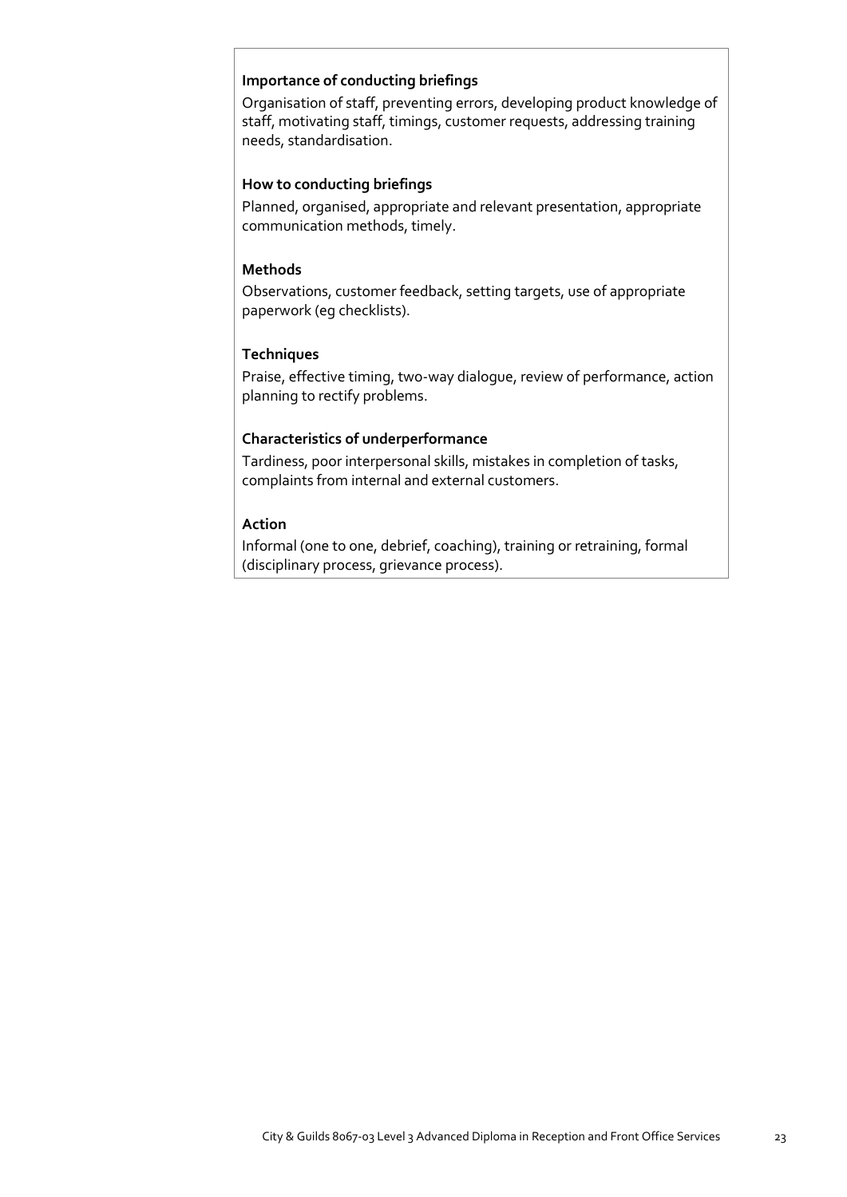**Importance of conducting briefings**

Organisation of staff, preventing errors, developing product knowledge of staff, motivating staff, timings, customer requests, addressing training needs, standardisation.

**How to conducting briefings**

Planned, organised, appropriate and relevant presentation, appropriate communication methods, timely.

**Methods**

Observations, customer feedback, setting targets, use of appropriate paperwork (eg checklists).

**Techniques**

Praise, effective timing, two-way dialogue, review of performance, action planning to rectify problems.

**Characteristics of underperformance**

Tardiness, poor interpersonal skills, mistakes in completion of tasks, complaints from internal and external customers.

**Action**

Informal (one to one, debrief, coaching), training or retraining, formal (disciplinary process, grievance process).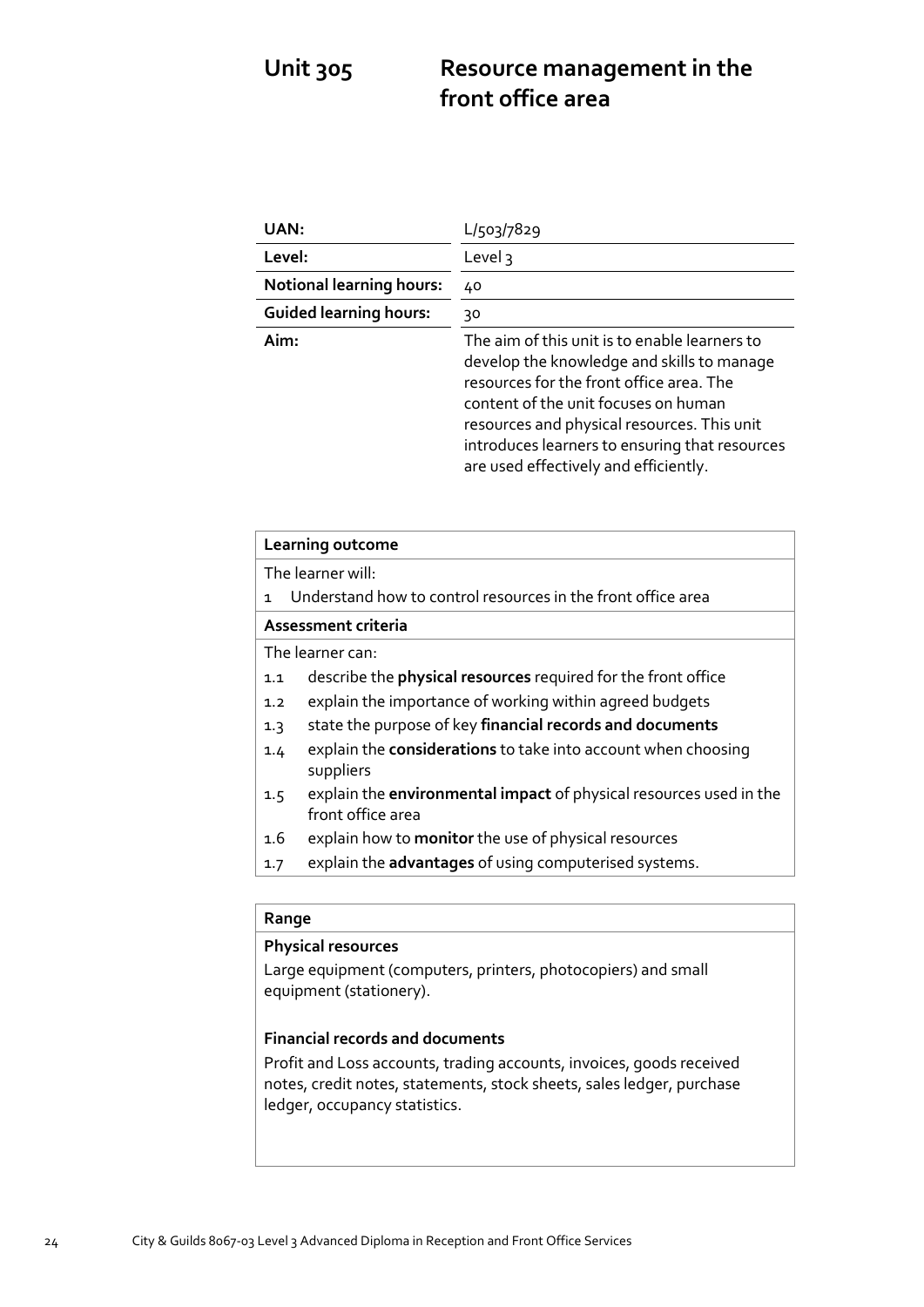# Unit 305 Resource management in the front office area

| | |
|---|---|
| **UAN:** | L/503/7829 |
| **Level:** | Level 3 |
| **Notional learning hours:** | 40 |
| **Guided learning hours:** | 30 |
| **Aim:** | The aim of this unit is to enable learners to develop the knowledge and skills to manage resources for the front office area. The content of the unit focuses on human resources and physical resources. This unit introduces learners to ensuring that resources are used effectively and efficiently. |

**Learning outcome**

The learner will:

1 Understand how to control resources in the front office area

**Assessment criteria**

The learner can:

1.1 describe the **physical resources** required for the front office
1.2 explain the importance of working within agreed budgets
1.3 state the purpose of key **financial records and documents**
1.4 explain the **considerations** to take into account when choosing suppliers
1.5 explain the **environmental impact** of physical resources used in the front office area
1.6 explain how to **monitor** the use of physical resources
1.7 explain the **advantages** of using computerised systems.

**Range**

**Physical resources**

Large equipment (computers, printers, photocopiers) and small equipment (stationery).

**Financial records and documents**

Profit and Loss accounts, trading accounts, invoices, goods received notes, credit notes, statements, stock sheets, sales ledger, purchase ledger, occupancy statistics.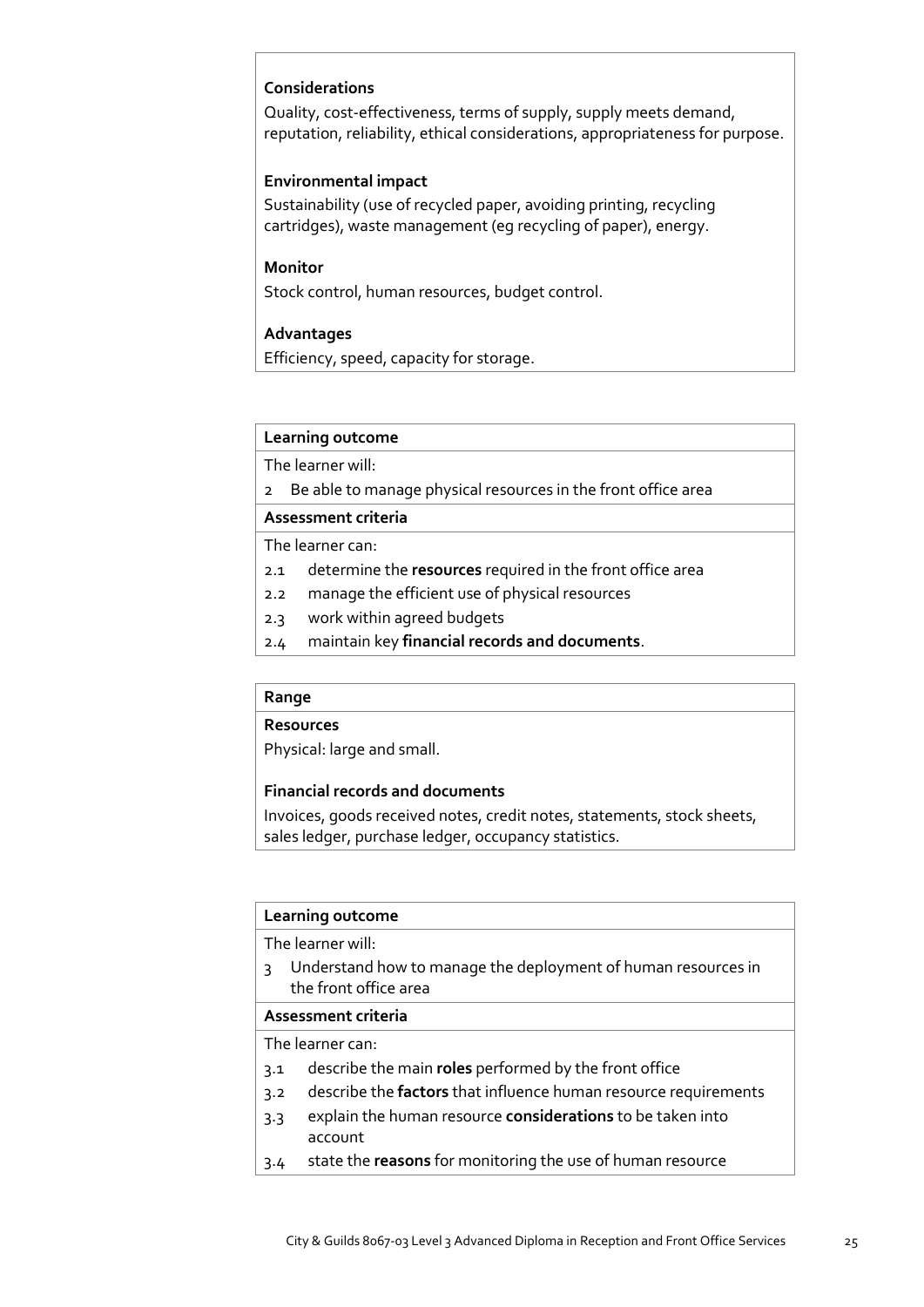**Considerations**

Quality, cost-effectiveness, terms of supply, supply meets demand, reputation, reliability, ethical considerations, appropriateness for purpose.

**Environmental impact**

Sustainability (use of recycled paper, avoiding printing, recycling cartridges), waste management (eg recycling of paper), energy.

**Monitor**

Stock control, human resources, budget control.

**Advantages**

Efficiency, speed, capacity for storage.

**Learning outcome**

The learner will:

2 Be able to manage physical resources in the front office area

**Assessment criteria**

The learner can:

- 2.1 determine the **resources** required in the front office area
- 2.2 manage the efficient use of physical resources
- 2.3 work within agreed budgets
- 2.4 maintain key **financial records and documents**.

**Range**

**Resources**

Physical: large and small.

**Financial records and documents**

Invoices, goods received notes, credit notes, statements, stock sheets, sales ledger, purchase ledger, occupancy statistics.

**Learning outcome**

The learner will:

3 Understand how to manage the deployment of human resources in the front office area

**Assessment criteria**

The learner can:

- 3.1 describe the main **roles** performed by the front office
- 3.2 describe the **factors** that influence human resource requirements
- 3.3 explain the human resource **considerations** to be taken into account
- 3.4 state the **reasons** for monitoring the use of human resource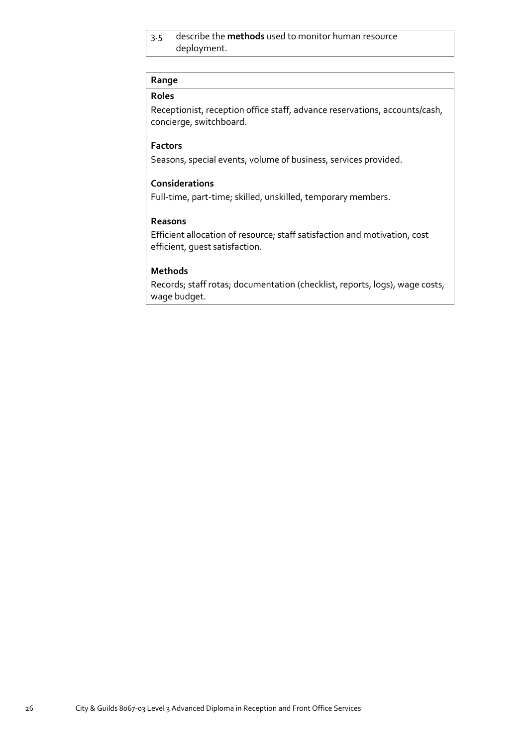| 3.5 | describe the **methods** used to monitor human resource deployment. |
|---|---|

**Range**

**Roles**

Receptionist, reception office staff, advance reservations, accounts/cash, concierge, switchboard.

**Factors**

Seasons, special events, volume of business, services provided.

**Considerations**

Full-time, part-time; skilled, unskilled, temporary members.

**Reasons**

Efficient allocation of resource; staff satisfaction and motivation, cost efficient, guest satisfaction.

**Methods**

Records; staff rotas; documentation (checklist, reports, logs), wage costs, wage budget.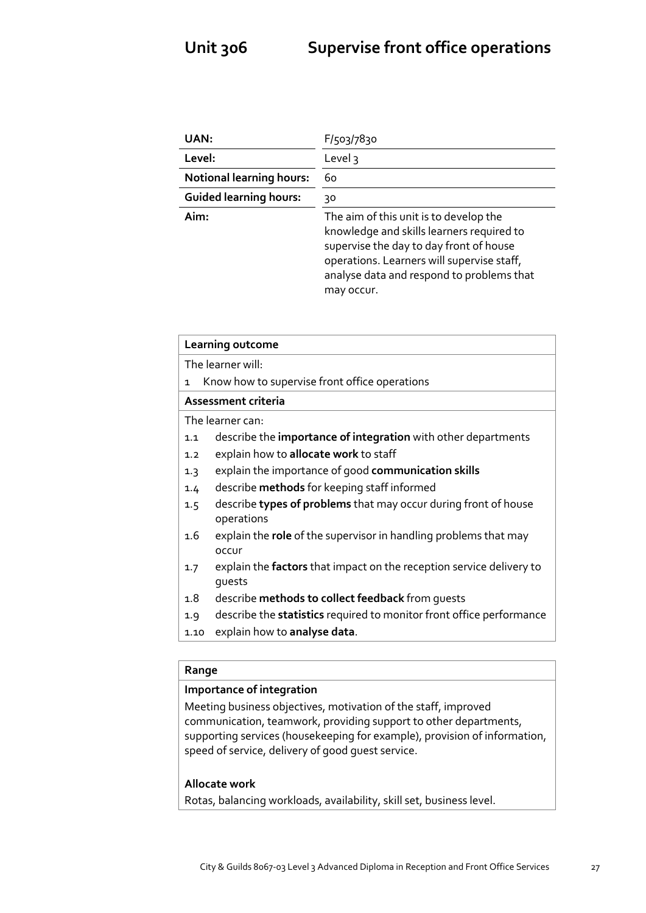# Unit 306 Supervise front office operations

| | |
|---|---|
| **UAN:** | F/503/7830 |
| **Level:** | Level 3 |
| **Notional learning hours:** | 60 |
| **Guided learning hours:** | 30 |
| **Aim:** | The aim of this unit is to develop the knowledge and skills learners required to supervise the day to day front of house operations. Learners will supervise staff, analyse data and respond to problems that may occur. |

**Learning outcome**

The learner will:

1 Know how to supervise front office operations

**Assessment criteria**

The learner can:

1.1 describe the **importance of integration** with other departments
1.2 explain how to **allocate work** to staff
1.3 explain the importance of good **communication skills**
1.4 describe **methods** for keeping staff informed
1.5 describe **types of problems** that may occur during front of house operations
1.6 explain the **role** of the supervisor in handling problems that may occur
1.7 explain the **factors** that impact on the reception service delivery to guests
1.8 describe **methods to collect feedback** from guests
1.9 describe the **statistics** required to monitor front office performance
1.10 explain how to **analyse data**.

**Range**

**Importance of integration**

Meeting business objectives, motivation of the staff, improved communication, teamwork, providing support to other departments, supporting services (housekeeping for example), provision of information, speed of service, delivery of good guest service.

**Allocate work**

Rotas, balancing workloads, availability, skill set, business level.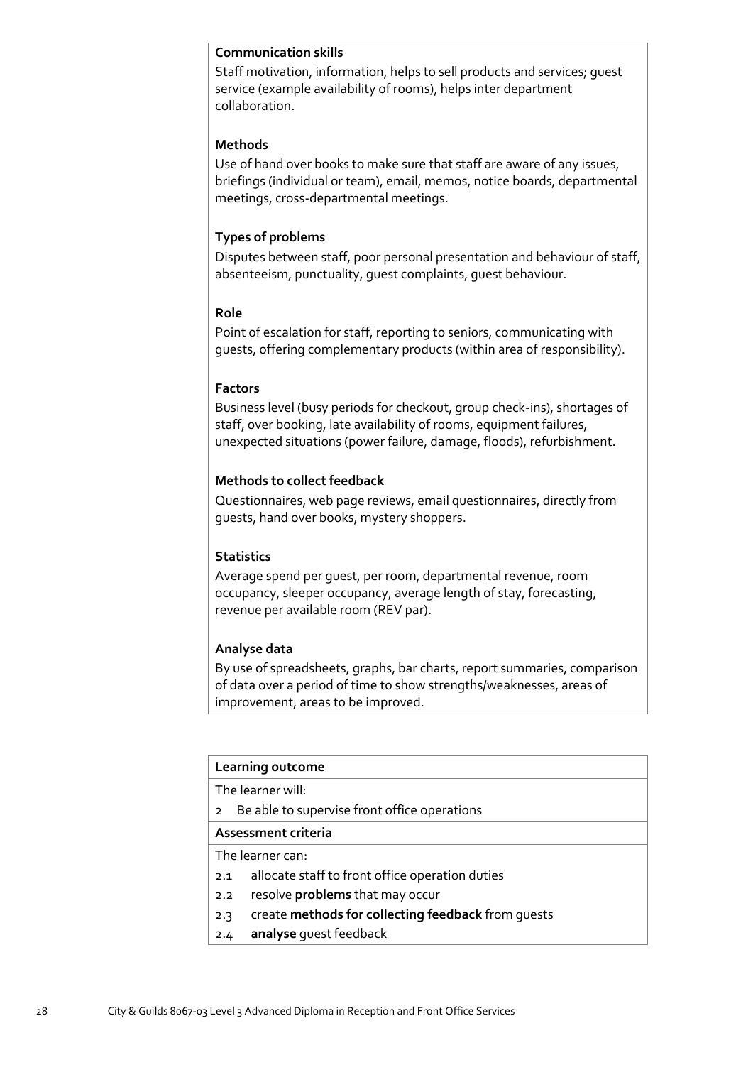**Communication skills**

Staff motivation, information, helps to sell products and services; guest service (example availability of rooms), helps inter department collaboration.

**Methods**

Use of hand over books to make sure that staff are aware of any issues, briefings (individual or team), email, memos, notice boards, departmental meetings, cross-departmental meetings.

**Types of problems**

Disputes between staff, poor personal presentation and behaviour of staff, absenteeism, punctuality, guest complaints, guest behaviour.

**Role**

Point of escalation for staff, reporting to seniors, communicating with guests, offering complementary products (within area of responsibility).

**Factors**

Business level (busy periods for checkout, group check-ins), shortages of staff, over booking, late availability of rooms, equipment failures, unexpected situations (power failure, damage, floods), refurbishment.

**Methods to collect feedback**

Questionnaires, web page reviews, email questionnaires, directly from guests, hand over books, mystery shoppers.

**Statistics**

Average spend per guest, per room, departmental revenue, room occupancy, sleeper occupancy, average length of stay, forecasting, revenue per available room (REV par).

**Analyse data**

By use of spreadsheets, graphs, bar charts, report summaries, comparison of data over a period of time to show strengths/weaknesses, areas of improvement, areas to be improved.

| **Learning outcome** |
|---|
| The learner will: |
| 2 Be able to supervise front office operations |
| **Assessment criteria** |
| The learner can: |
| 2.1 allocate staff to front office operation duties |
| 2.2 resolve **problems** that may occur |
| 2.3 create **methods for collecting feedback** from guests |
| 2.4 **analyse** guest feedback |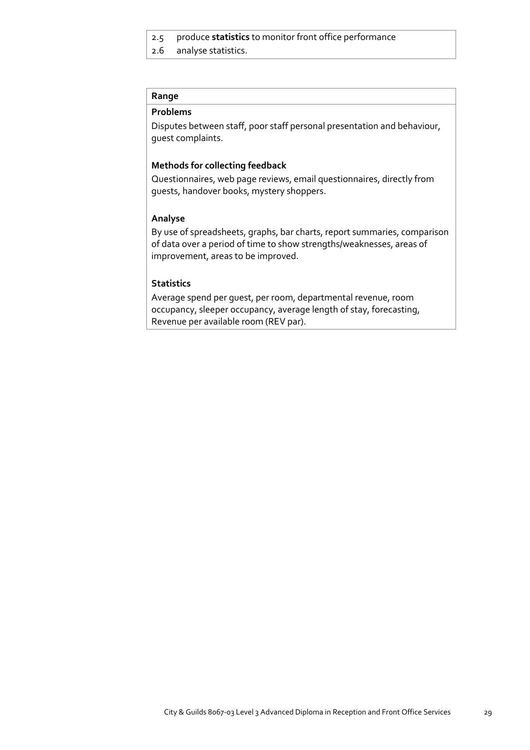2.5 produce **statistics** to monitor front office performance

2.6 analyse statistics.

**Range**

**Problems**

Disputes between staff, poor staff personal presentation and behaviour, guest complaints.

**Methods for collecting feedback**

Questionnaires, web page reviews, email questionnaires, directly from guests, handover books, mystery shoppers.

**Analyse**

By use of spreadsheets, graphs, bar charts, report summaries, comparison of data over a period of time to show strengths/weaknesses, areas of improvement, areas to be improved.

**Statistics**

Average spend per guest, per room, departmental revenue, room occupancy, sleeper occupancy, average length of stay, forecasting, Revenue per available room (REV par).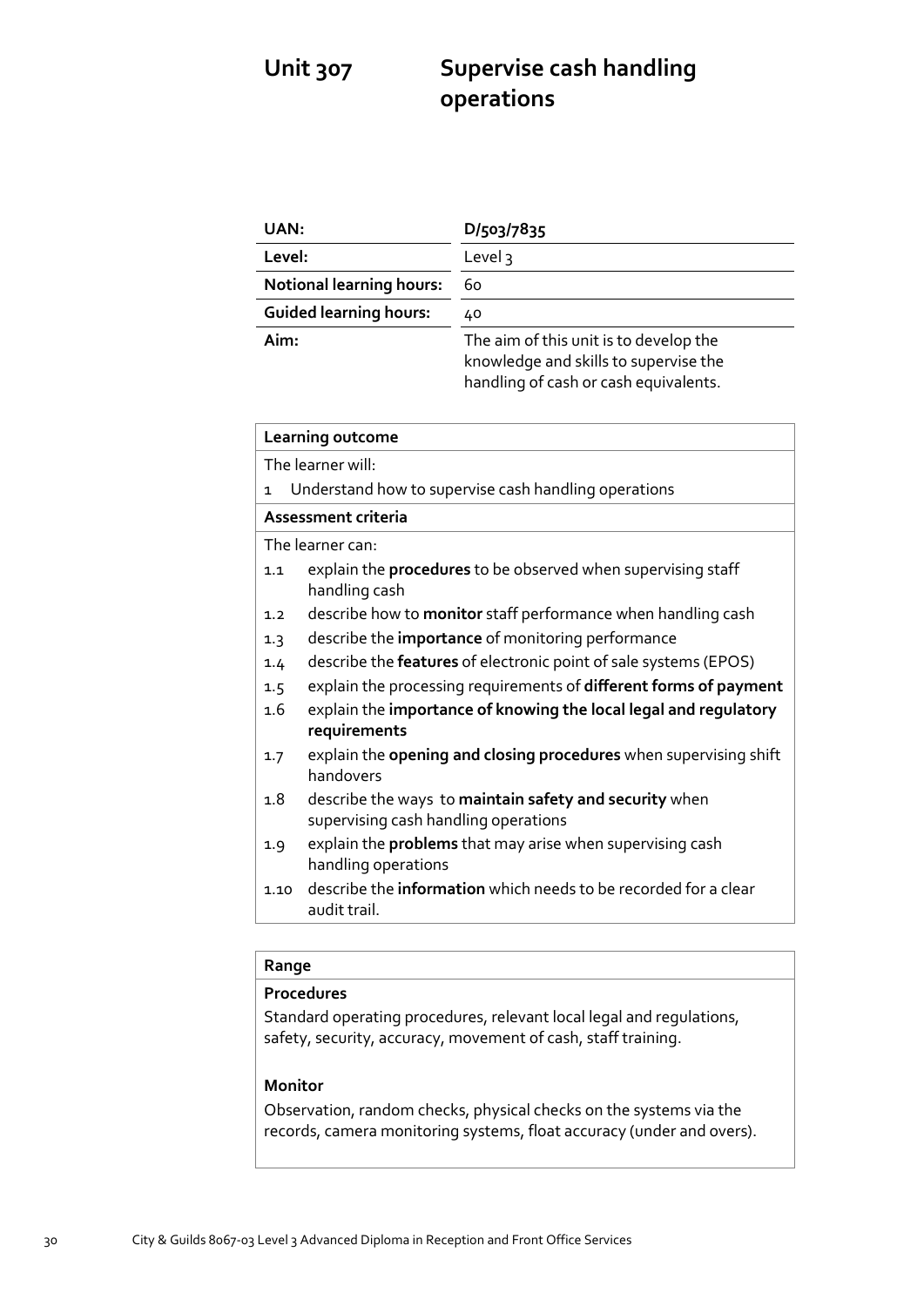# Unit 307 Supervise cash handling operations

| UAN: | D/503/7835 |
|---|---|
| Level: | Level 3 |
| Notional learning hours: | 60 |
| Guided learning hours: | 40 |
| Aim: | The aim of this unit is to develop the knowledge and skills to supervise the handling of cash or cash equivalents. |

**Learning outcome**

The learner will:

1 Understand how to supervise cash handling operations

**Assessment criteria**

The learner can:

1.1 explain the **procedures** to be observed when supervising staff handling cash
1.2 describe how to **monitor** staff performance when handling cash
1.3 describe the **importance** of monitoring performance
1.4 describe the **features** of electronic point of sale systems (EPOS)
1.5 explain the processing requirements of **different forms of payment**
1.6 explain the **importance of knowing the local legal and regulatory requirements**
1.7 explain the **opening and closing procedures** when supervising shift handovers
1.8 describe the ways to **maintain safety and security** when supervising cash handling operations
1.9 explain the **problems** that may arise when supervising cash handling operations
1.10 describe the **information** which needs to be recorded for a clear audit trail.

**Range**

**Procedures**

Standard operating procedures, relevant local legal and regulations, safety, security, accuracy, movement of cash, staff training.

**Monitor**

Observation, random checks, physical checks on the systems via the records, camera monitoring systems, float accuracy (under and overs).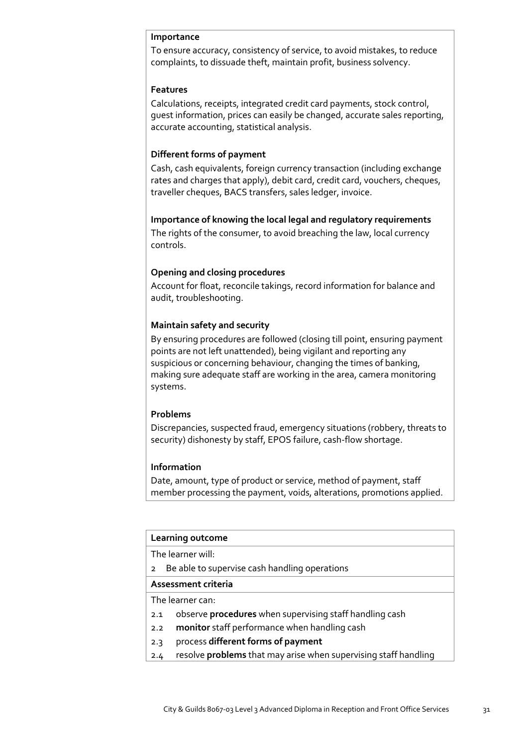**Importance**

To ensure accuracy, consistency of service, to avoid mistakes, to reduce complaints, to dissuade theft, maintain profit, business solvency.

**Features**

Calculations, receipts, integrated credit card payments, stock control, guest information, prices can easily be changed, accurate sales reporting, accurate accounting, statistical analysis.

**Different forms of payment**

Cash, cash equivalents, foreign currency transaction (including exchange rates and charges that apply), debit card, credit card, vouchers, cheques, traveller cheques, BACS transfers, sales ledger, invoice.

**Importance of knowing the local legal and regulatory requirements**

The rights of the consumer, to avoid breaching the law, local currency controls.

**Opening and closing procedures**

Account for float, reconcile takings, record information for balance and audit, troubleshooting.

**Maintain safety and security**

By ensuring procedures are followed (closing till point, ensuring payment points are not left unattended), being vigilant and reporting any suspicious or concerning behaviour, changing the times of banking, making sure adequate staff are working in the area, camera monitoring systems.

**Problems**

Discrepancies, suspected fraud, emergency situations (robbery, threats to security) dishonesty by staff, EPOS failure, cash-flow shortage.

**Information**

Date, amount, type of product or service, method of payment, staff member processing the payment, voids, alterations, promotions applied.

| **Learning outcome** |
| --- |
| The learner will: |
| 2 Be able to supervise cash handling operations |
| **Assessment criteria** |
| The learner can: |
| 2.1 observe **procedures** when supervising staff handling cash |
| 2.2 **monitor** staff performance when handling cash |
| 2.3 process **different forms of payment** |
| 2.4 resolve **problems** that may arise when supervising staff handling |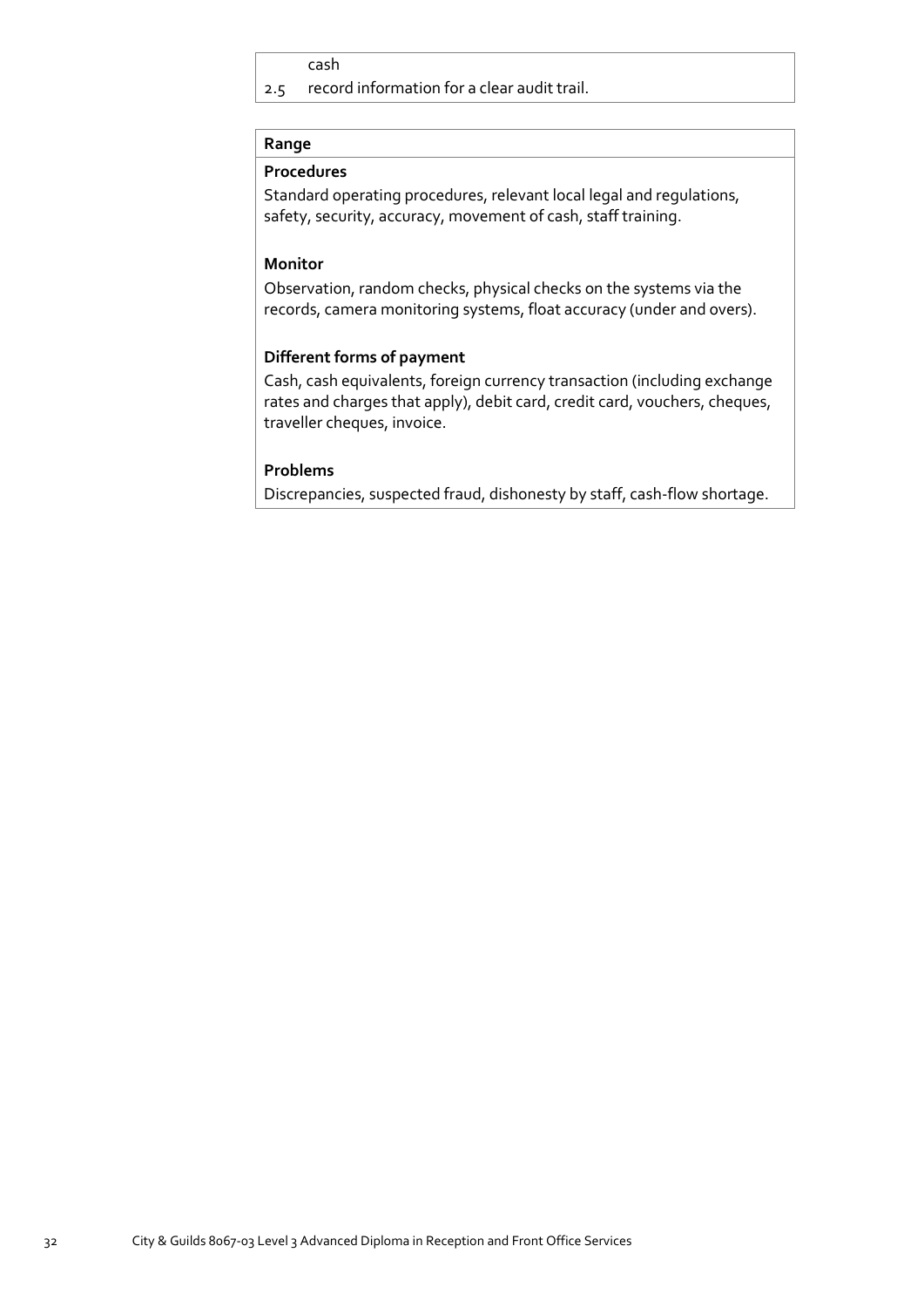cash

2.5 record information for a clear audit trail.

**Range**

**Procedures**

Standard operating procedures, relevant local legal and regulations, safety, security, accuracy, movement of cash, staff training.

**Monitor**

Observation, random checks, physical checks on the systems via the records, camera monitoring systems, float accuracy (under and overs).

**Different forms of payment**

Cash, cash equivalents, foreign currency transaction (including exchange rates and charges that apply), debit card, credit card, vouchers, cheques, traveller cheques, invoice.

**Problems**

Discrepancies, suspected fraud, dishonesty by staff, cash-flow shortage.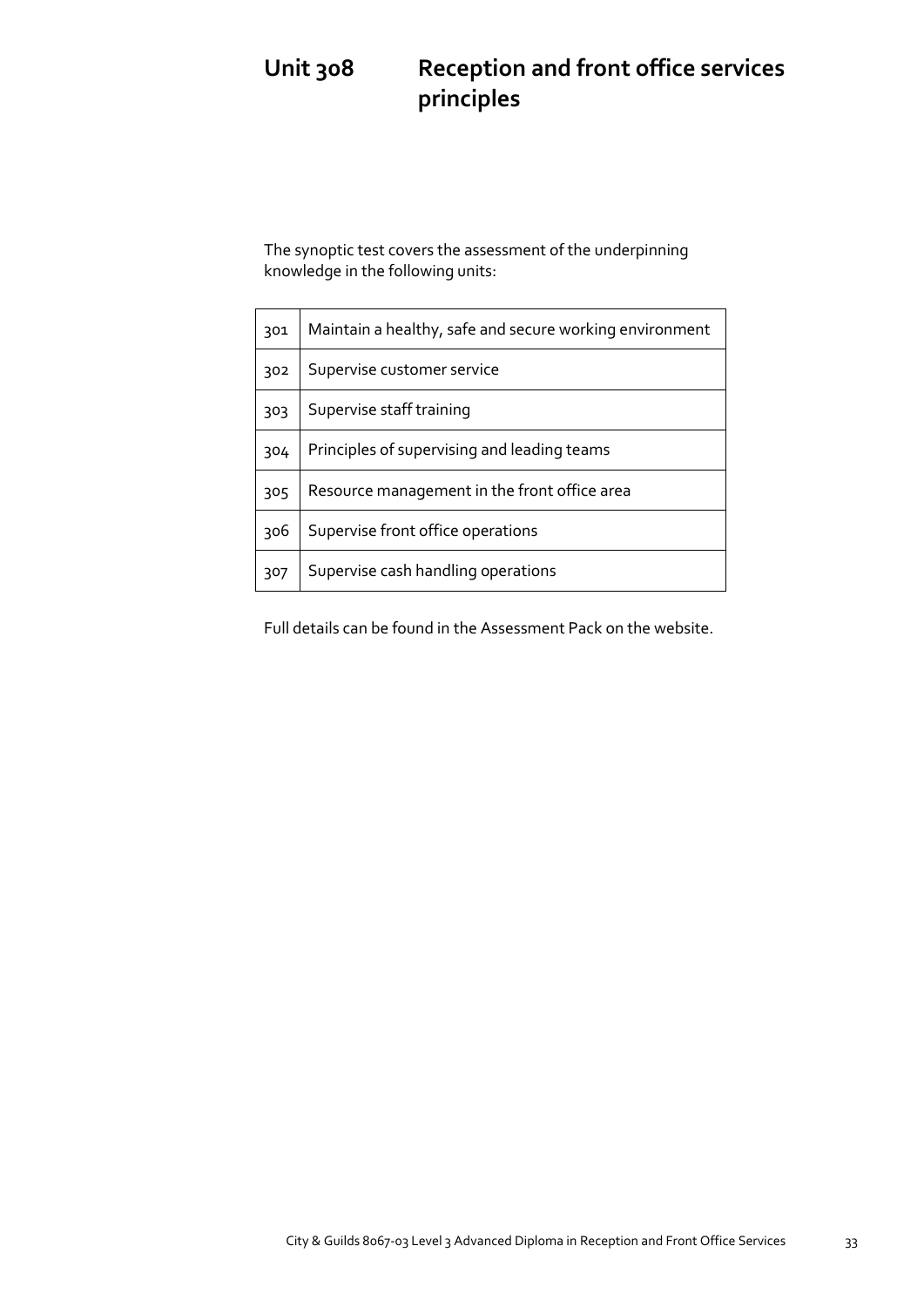# Unit 308 Reception and front office services principles

The synoptic test covers the assessment of the underpinning knowledge in the following units:

| | |
|---|---|
| 301 | Maintain a healthy, safe and secure working environment |
| 302 | Supervise customer service |
| 303 | Supervise staff training |
| 304 | Principles of supervising and leading teams |
| 305 | Resource management in the front office area |
| 306 | Supervise front office operations |
| 307 | Supervise cash handling operations |

Full details can be found in the Assessment Pack on the website.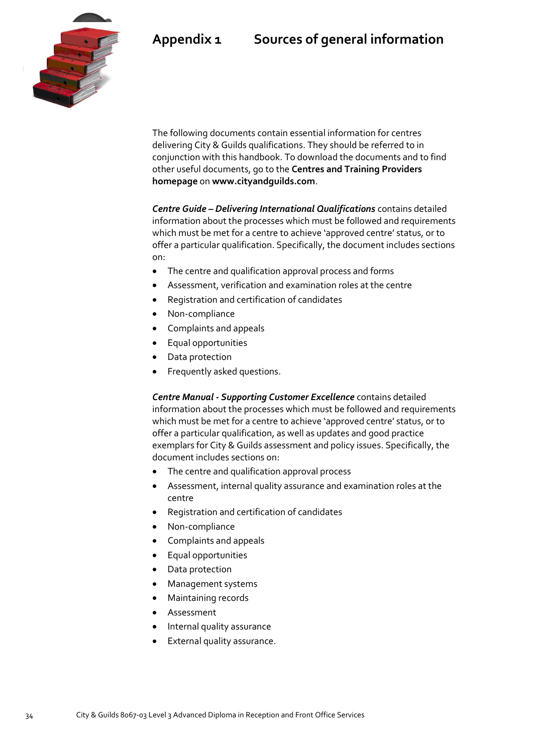# Appendix 1 Sources of general information

The following documents contain essential information for centres delivering City & Guilds qualifications. They should be referred to in conjunction with this handbook. To download the documents and to find other useful documents, go to the **Centres and Training Providers homepage** on **www.cityandguilds.com**.

***Centre Guide – Delivering International Qualifications*** contains detailed information about the processes which must be followed and requirements which must be met for a centre to achieve 'approved centre' status, or to offer a particular qualification. Specifically, the document includes sections on:

- The centre and qualification approval process and forms
- Assessment, verification and examination roles at the centre
- Registration and certification of candidates
- Non-compliance
- Complaints and appeals
- Equal opportunities
- Data protection
- Frequently asked questions.

***Centre Manual - Supporting Customer Excellence*** contains detailed information about the processes which must be followed and requirements which must be met for a centre to achieve 'approved centre' status, or to offer a particular qualification, as well as updates and good practice exemplars for City & Guilds assessment and policy issues. Specifically, the document includes sections on:

- The centre and qualification approval process
- Assessment, internal quality assurance and examination roles at the centre
- Registration and certification of candidates
- Non-compliance
- Complaints and appeals
- Equal opportunities
- Data protection
- Management systems
- Maintaining records
- Assessment
- Internal quality assurance
- External quality assurance.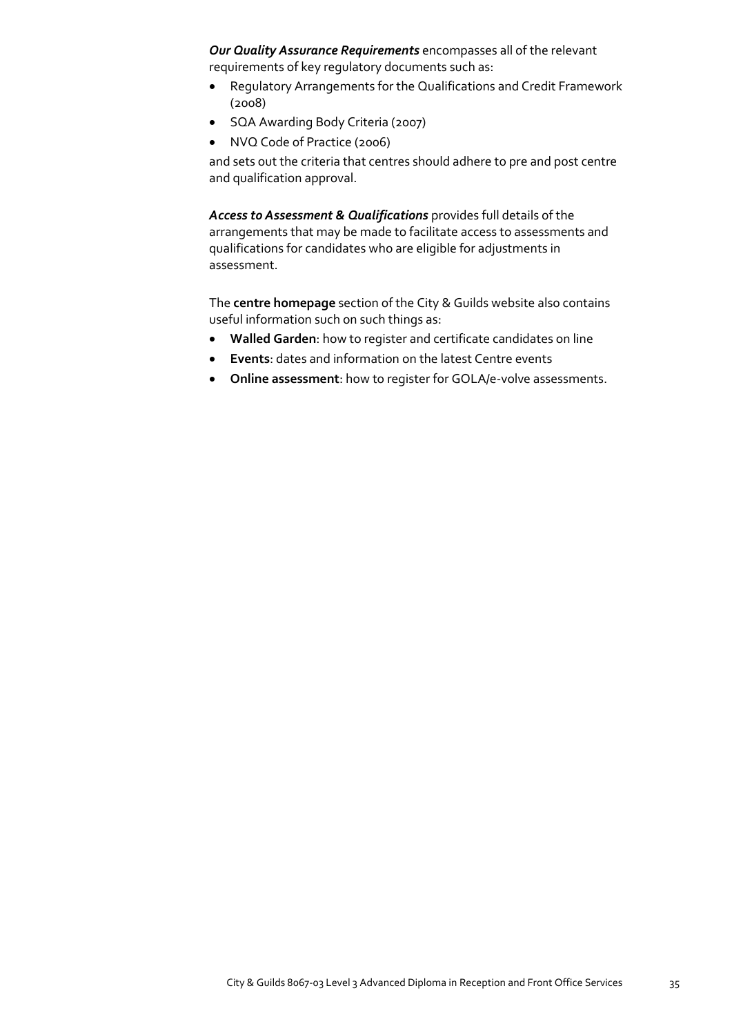***Our Quality Assurance Requirements*** encompasses all of the relevant requirements of key regulatory documents such as:

- Regulatory Arrangements for the Qualifications and Credit Framework (2008)
- SQA Awarding Body Criteria (2007)
- NVQ Code of Practice (2006)

and sets out the criteria that centres should adhere to pre and post centre and qualification approval.

***Access to Assessment & Qualifications*** provides full details of the arrangements that may be made to facilitate access to assessments and qualifications for candidates who are eligible for adjustments in assessment.

The **centre homepage** section of the City & Guilds website also contains useful information such on such things as:

- **Walled Garden**: how to register and certificate candidates on line
- **Events**: dates and information on the latest Centre events
- **Online assessment**: how to register for GOLA/e-volve assessments.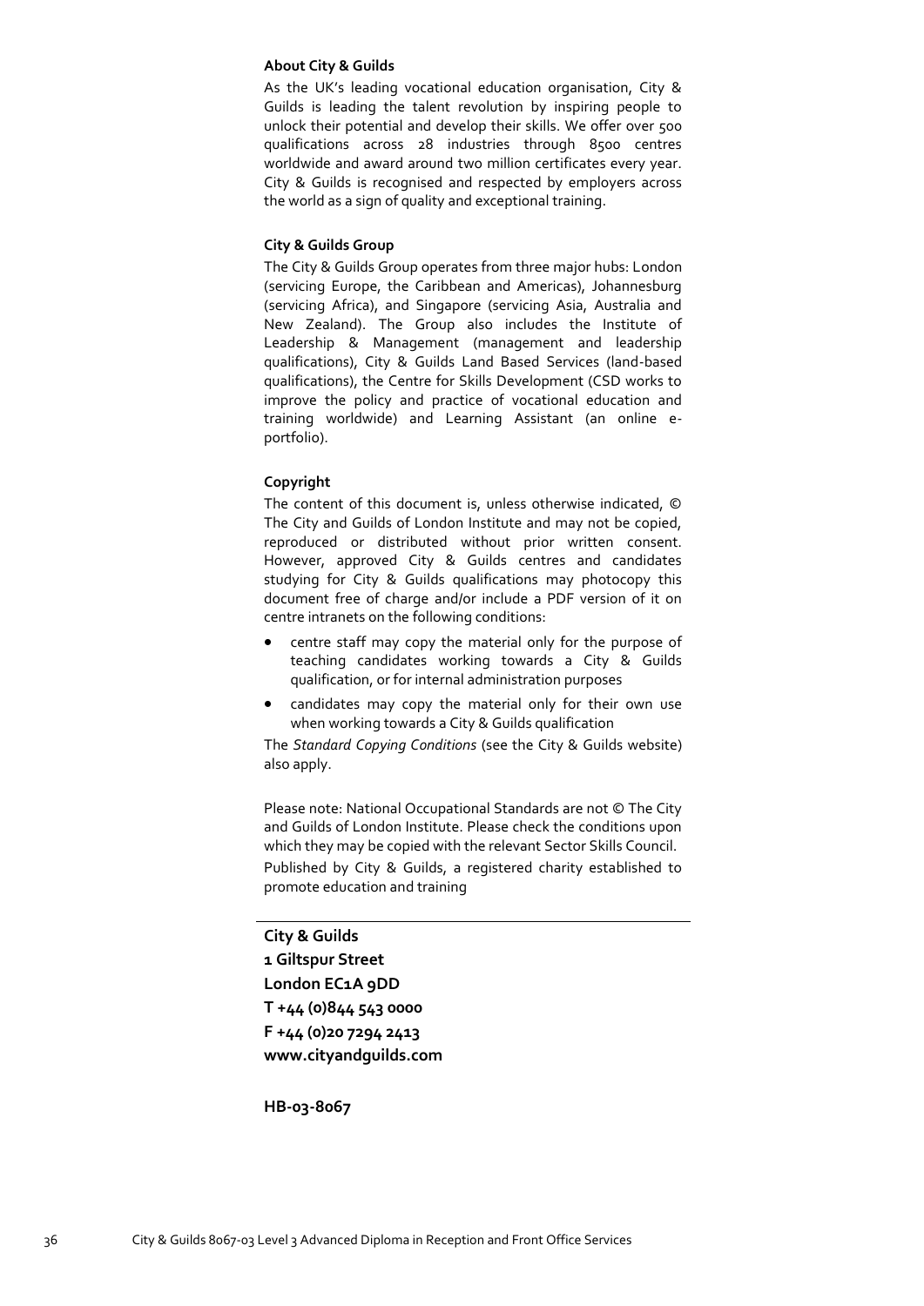**About City & Guilds**

As the UK's leading vocational education organisation, City & Guilds is leading the talent revolution by inspiring people to unlock their potential and develop their skills. We offer over 500 qualifications across 28 industries through 8500 centres worldwide and award around two million certificates every year. City & Guilds is recognised and respected by employers across the world as a sign of quality and exceptional training.

**City & Guilds Group**

The City & Guilds Group operates from three major hubs: London (servicing Europe, the Caribbean and Americas), Johannesburg (servicing Africa), and Singapore (servicing Asia, Australia and New Zealand). The Group also includes the Institute of Leadership & Management (management and leadership qualifications), City & Guilds Land Based Services (land-based qualifications), the Centre for Skills Development (CSD works to improve the policy and practice of vocational education and training worldwide) and Learning Assistant (an online e-portfolio).

**Copyright**

The content of this document is, unless otherwise indicated, © The City and Guilds of London Institute and may not be copied, reproduced or distributed without prior written consent. However, approved City & Guilds centres and candidates studying for City & Guilds qualifications may photocopy this document free of charge and/or include a PDF version of it on centre intranets on the following conditions:

- centre staff may copy the material only for the purpose of teaching candidates working towards a City & Guilds qualification, or for internal administration purposes
- candidates may copy the material only for their own use when working towards a City & Guilds qualification

The *Standard Copying Conditions* (see the City & Guilds website) also apply.

Please note: National Occupational Standards are not © The City and Guilds of London Institute. Please check the conditions upon which they may be copied with the relevant Sector Skills Council.

Published by City & Guilds, a registered charity established to promote education and training

---

**City & Guilds**
**1 Giltspur Street**
**London EC1A 9DD**
**T +44 (0)844 543 0000**
**F +44 (0)20 7294 2413**
**www.cityandguilds.com**

**HB-03-8067**